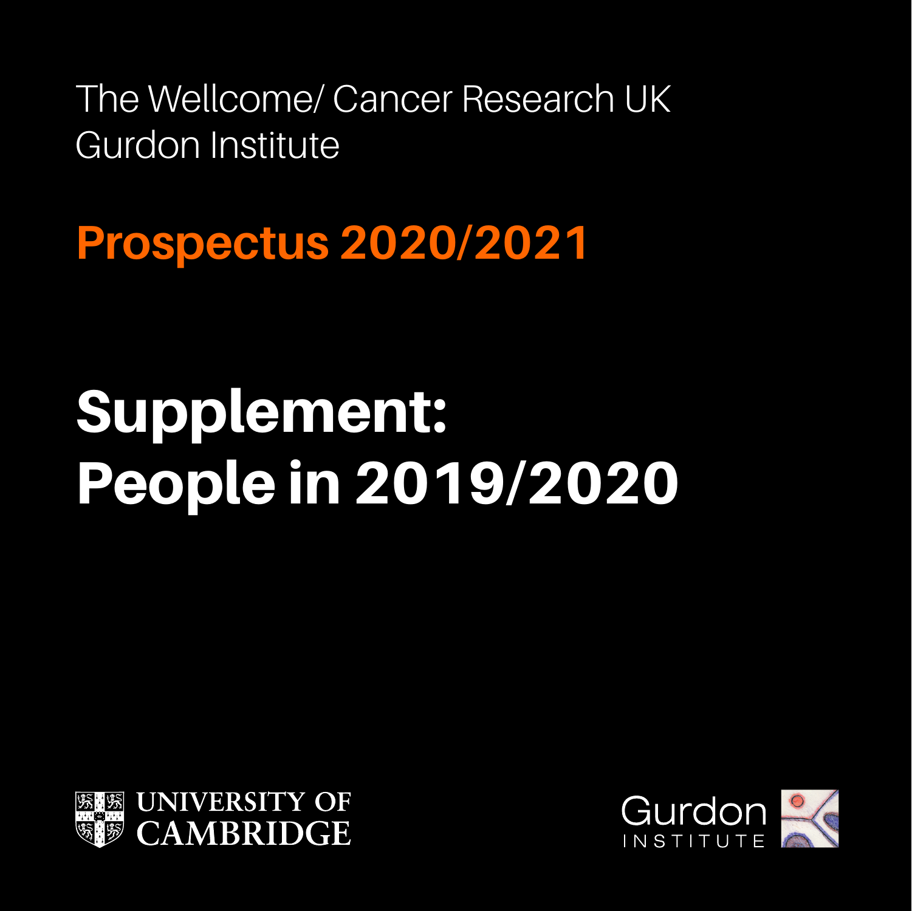The Wellcome/ Cancer Research UK
Gurdon Institute

## Prospectus 2020/2021

# Supplement: People in 2019/2020

UNIVERSITY OF CAMBRIDGE

Gurdon INSTITUTE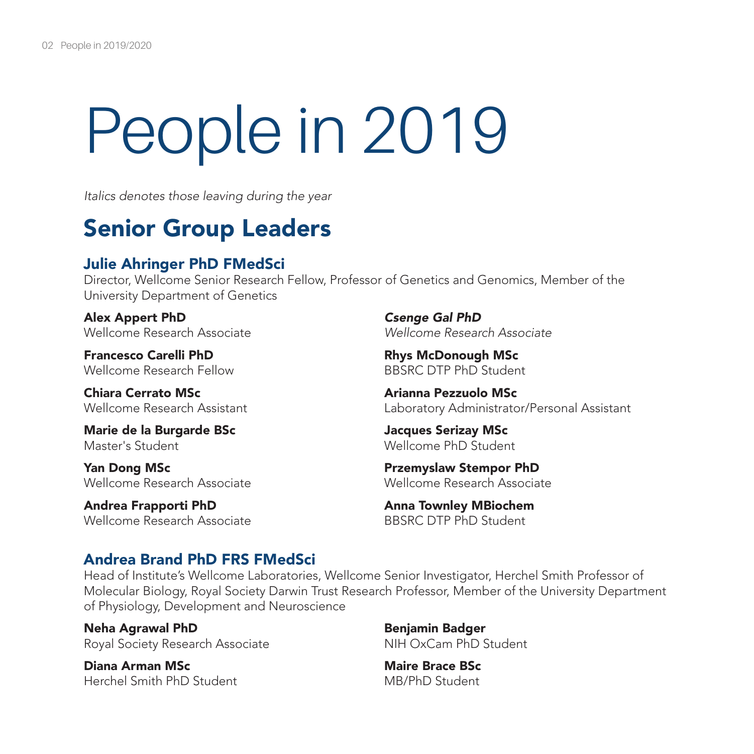# People in 2019

*Italics denotes those leaving during the year*

## Senior Group Leaders

### Julie Ahringer PhD FMedSci

Director, Wellcome Senior Research Fellow, Professor of Genetics and Genomics, Member of the University Department of Genetics

**Alex Appert PhD**
Wellcome Research Associate

**Francesco Carelli PhD**
Wellcome Research Fellow

**Chiara Cerrato MSc**
Wellcome Research Assistant

**Marie de la Burgarde BSc**
Master's Student

**Yan Dong MSc**
Wellcome Research Associate

**Andrea Frapporti PhD**
Wellcome Research Associate

***Csenge Gal PhD***
*Wellcome Research Associate*

**Rhys McDonough MSc**
BBSRC DTP PhD Student

**Arianna Pezzuolo MSc**
Laboratory Administrator/Personal Assistant

**Jacques Serizay MSc**
Wellcome PhD Student

**Przemyslaw Stempor PhD**
Wellcome Research Associate

**Anna Townley MBiochem**
BBSRC DTP PhD Student

### Andrea Brand PhD FRS FMedSci

Head of Institute's Wellcome Laboratories, Wellcome Senior Investigator, Herchel Smith Professor of Molecular Biology, Royal Society Darwin Trust Research Professor, Member of the University Department of Physiology, Development and Neuroscience

**Neha Agrawal PhD**
Royal Society Research Associate

**Diana Arman MSc**
Herchel Smith PhD Student

**Benjamin Badger**
NIH OxCam PhD Student

**Maire Brace BSc**
MB/PhD Student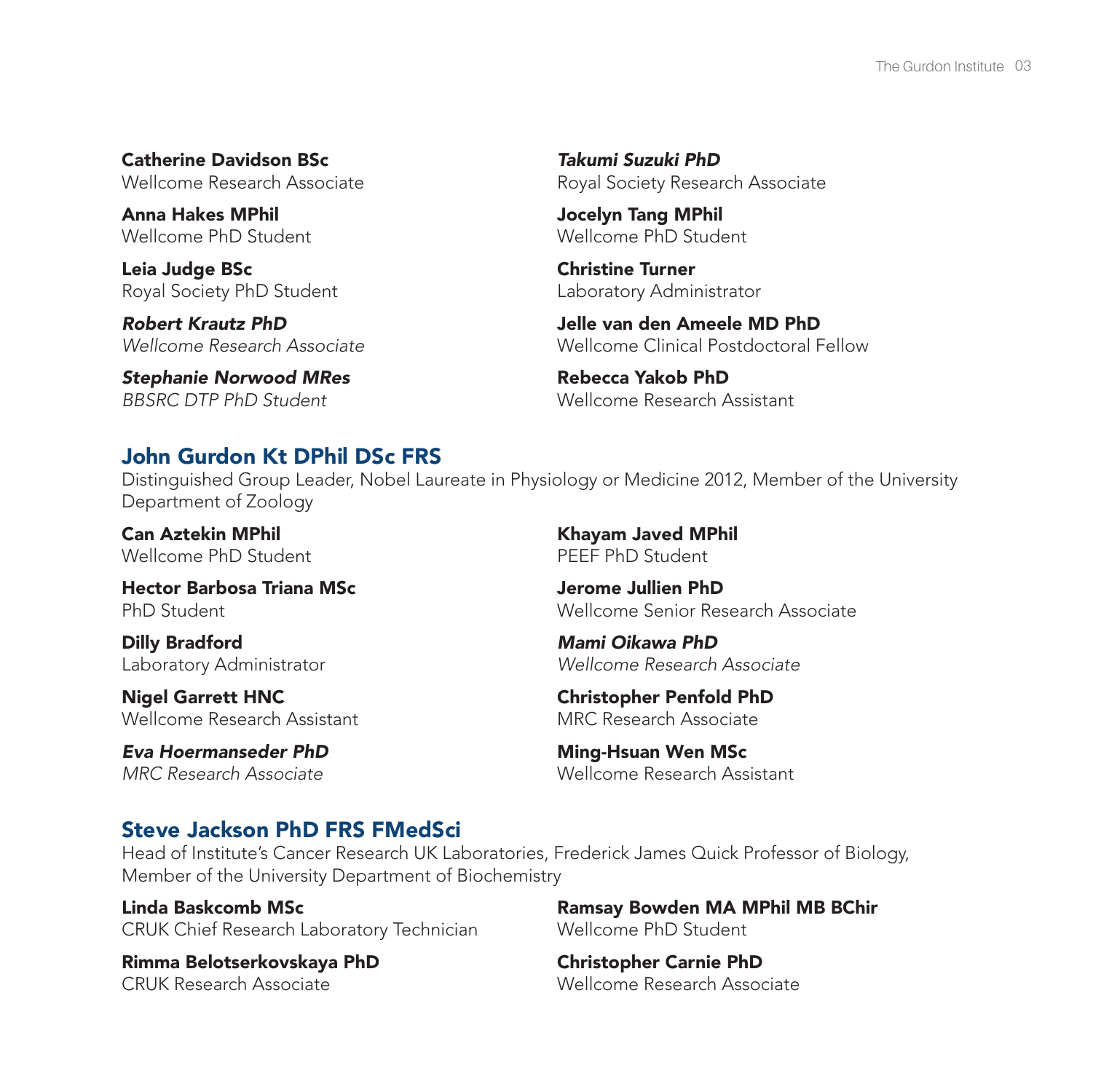**Catherine Davidson BSc**
Wellcome Research Associate

**Anna Hakes MPhil**
Wellcome PhD Student

**Leia Judge BSc**
Royal Society PhD Student

***Robert Krautz PhD***
*Wellcome Research Associate*

***Stephanie Norwood MRes***
*BBSRC DTP PhD Student*

***Takumi Suzuki PhD***
Royal Society Research Associate

**Jocelyn Tang MPhil**
Wellcome PhD Student

**Christine Turner**
Laboratory Administrator

**Jelle van den Ameele MD PhD**
Wellcome Clinical Postdoctoral Fellow

**Rebecca Yakob PhD**
Wellcome Research Assistant

## John Gurdon Kt DPhil DSc FRS

Distinguished Group Leader, Nobel Laureate in Physiology or Medicine 2012, Member of the University Department of Zoology

**Can Aztekin MPhil**
Wellcome PhD Student

**Hector Barbosa Triana MSc**
PhD Student

**Dilly Bradford**
Laboratory Administrator

**Nigel Garrett HNC**
Wellcome Research Assistant

***Eva Hoermanseder PhD***
*MRC Research Associate*

**Khayam Javed MPhil**
PEEF PhD Student

**Jerome Jullien PhD**
Wellcome Senior Research Associate

***Mami Oikawa PhD***
*Wellcome Research Associate*

**Christopher Penfold PhD**
MRC Research Associate

**Ming-Hsuan Wen MSc**
Wellcome Research Assistant

## Steve Jackson PhD FRS FMedSci

Head of Institute's Cancer Research UK Laboratories, Frederick James Quick Professor of Biology, Member of the University Department of Biochemistry

**Linda Baskcomb MSc**
CRUK Chief Research Laboratory Technician

**Rimma Belotserkovskaya PhD**
CRUK Research Associate

**Ramsay Bowden MA MPhil MB BChir**
Wellcome PhD Student

**Christopher Carnie PhD**
Wellcome Research Associate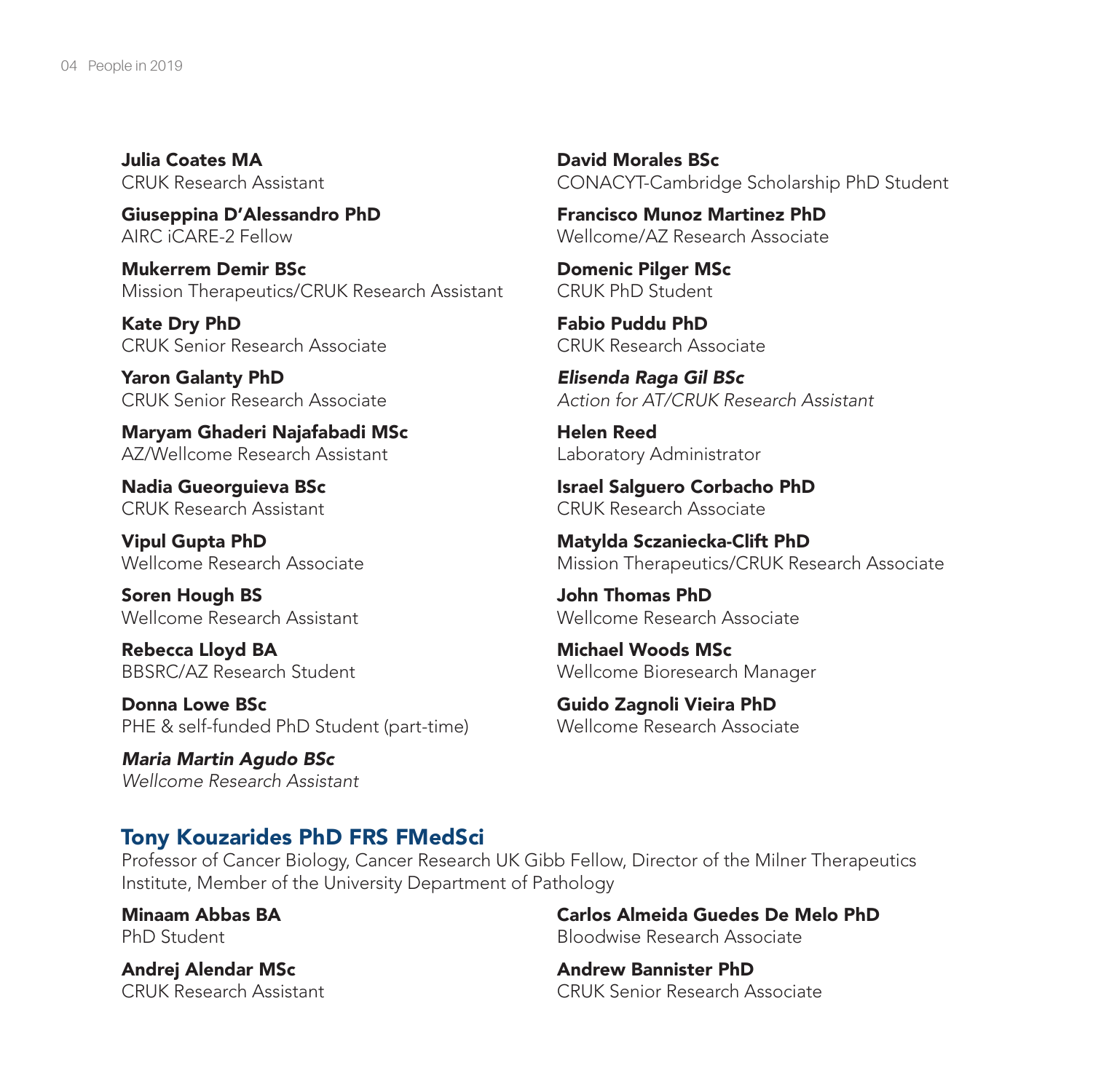**Julia Coates MA**
CRUK Research Assistant

**Giuseppina D'Alessandro PhD**
AIRC iCARE-2 Fellow

**Mukerrem Demir BSc**
Mission Therapeutics/CRUK Research Assistant

**Kate Dry PhD**
CRUK Senior Research Associate

**Yaron Galanty PhD**
CRUK Senior Research Associate

**Maryam Ghaderi Najafabadi MSc**
AZ/Wellcome Research Assistant

**Nadia Gueorguieva BSc**
CRUK Research Assistant

**Vipul Gupta PhD**
Wellcome Research Associate

**Soren Hough BS**
Wellcome Research Assistant

**Rebecca Lloyd BA**
BBSRC/AZ Research Student

**Donna Lowe BSc**
PHE & self-funded PhD Student (part-time)

***Maria Martin Agudo BSc***
*Wellcome Research Assistant*

**David Morales BSc**
CONACYT-Cambridge Scholarship PhD Student

**Francisco Munoz Martinez PhD**
Wellcome/AZ Research Associate

**Domenic Pilger MSc**
CRUK PhD Student

**Fabio Puddu PhD**
CRUK Research Associate

***Elisenda Raga Gil BSc***
*Action for AT/CRUK Research Assistant*

**Helen Reed**
Laboratory Administrator

**Israel Salguero Corbacho PhD**
CRUK Research Associate

**Matylda Sczaniecka-Clift PhD**
Mission Therapeutics/CRUK Research Associate

**John Thomas PhD**
Wellcome Research Associate

**Michael Woods MSc**
Wellcome Bioresearch Manager

**Guido Zagnoli Vieira PhD**
Wellcome Research Associate

## Tony Kouzarides PhD FRS FMedSci

Professor of Cancer Biology, Cancer Research UK Gibb Fellow, Director of the Milner Therapeutics Institute, Member of the University Department of Pathology

**Minaam Abbas BA**
PhD Student

**Andrej Alendar MSc**
CRUK Research Assistant

**Carlos Almeida Guedes De Melo PhD**
Bloodwise Research Associate

**Andrew Bannister PhD**
CRUK Senior Research Associate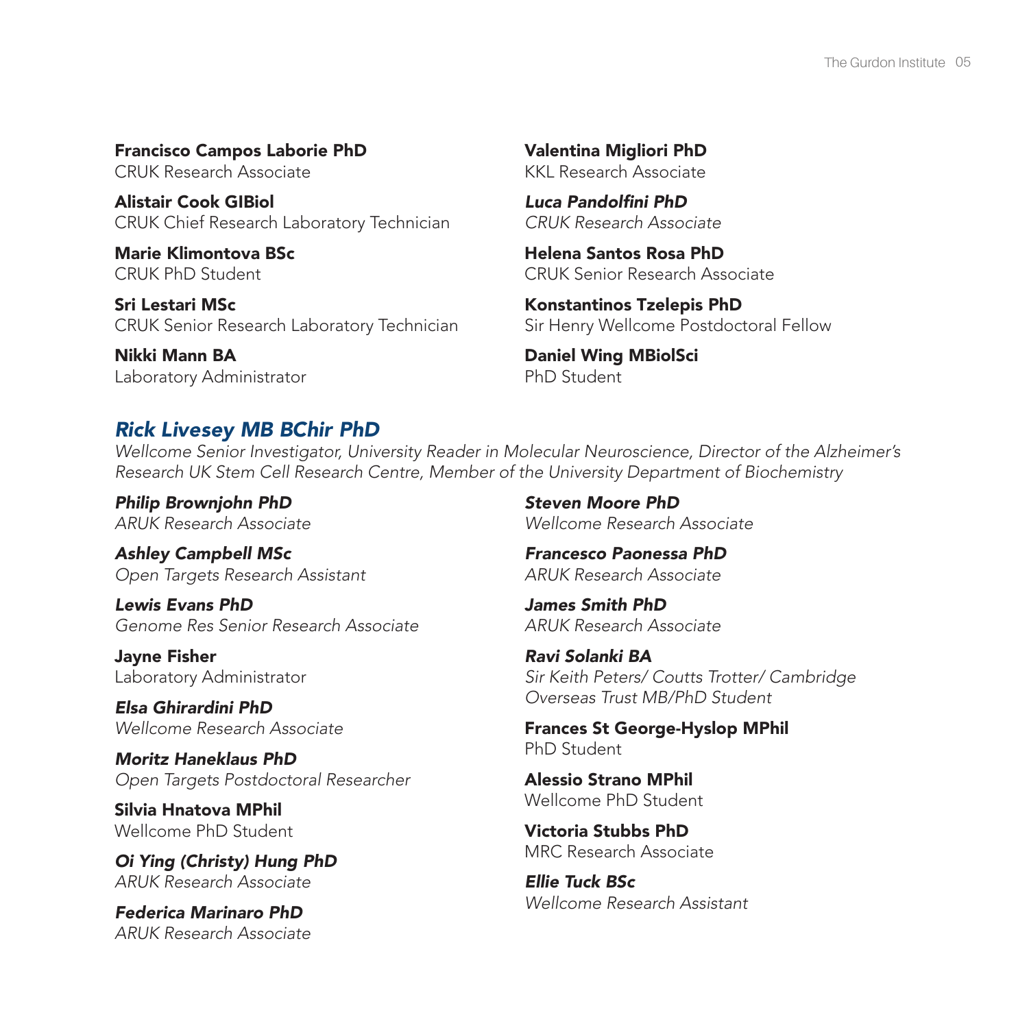**Francisco Campos Laborie PhD**
CRUK Research Associate

**Alistair Cook GIBiol**
CRUK Chief Research Laboratory Technician

**Marie Klimontova BSc**
CRUK PhD Student

**Sri Lestari MSc**
CRUK Senior Research Laboratory Technician

**Nikki Mann BA**
Laboratory Administrator

**Valentina Migliori PhD**
KKL Research Associate

***Luca Pandolfini PhD***
*CRUK Research Associate*

**Helena Santos Rosa PhD**
CRUK Senior Research Associate

**Konstantinos Tzelepis PhD**
Sir Henry Wellcome Postdoctoral Fellow

**Daniel Wing MBiolSci**
PhD Student

## *Rick Livesey MB BChir PhD*

*Wellcome Senior Investigator, University Reader in Molecular Neuroscience, Director of the Alzheimer's Research UK Stem Cell Research Centre, Member of the University Department of Biochemistry*

***Philip Brownjohn PhD***
*ARUK Research Associate*

***Ashley Campbell MSc***
*Open Targets Research Assistant*

***Lewis Evans PhD***
*Genome Res Senior Research Associate*

**Jayne Fisher**
Laboratory Administrator

***Elsa Ghirardini PhD***
*Wellcome Research Associate*

***Moritz Haneklaus PhD***
*Open Targets Postdoctoral Researcher*

**Silvia Hnatova MPhil**
Wellcome PhD Student

***Oi Ying (Christy) Hung PhD***
*ARUK Research Associate*

***Federica Marinaro PhD***
*ARUK Research Associate*

***Steven Moore PhD***
*Wellcome Research Associate*

***Francesco Paonessa PhD***
*ARUK Research Associate*

***James Smith PhD***
*ARUK Research Associate*

***Ravi Solanki BA***
*Sir Keith Peters/ Coutts Trotter/ Cambridge Overseas Trust MB/PhD Student*

**Frances St George-Hyslop MPhil**
PhD Student

**Alessio Strano MPhil**
Wellcome PhD Student

**Victoria Stubbs PhD**
MRC Research Associate

***Ellie Tuck BSc***
*Wellcome Research Assistant*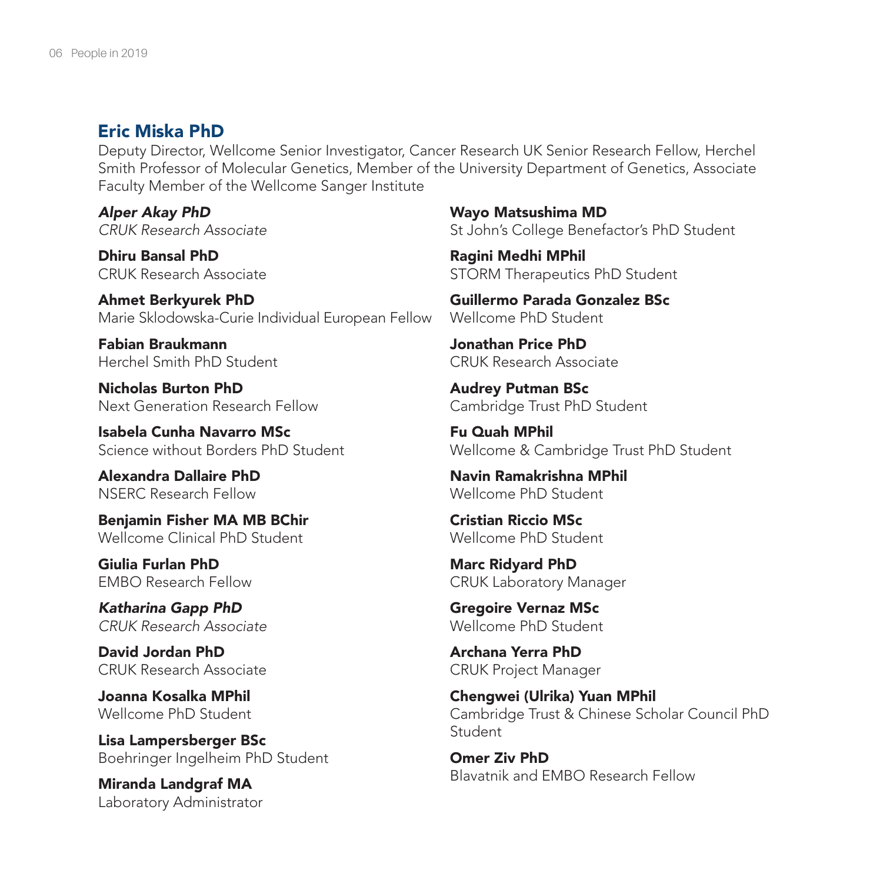## Eric Miska PhD

Deputy Director, Wellcome Senior Investigator, Cancer Research UK Senior Research Fellow, Herchel Smith Professor of Molecular Genetics, Member of the University Department of Genetics, Associate Faculty Member of the Wellcome Sanger Institute

***Alper Akay PhD***
*CRUK Research Associate*

**Dhiru Bansal PhD**
CRUK Research Associate

**Ahmet Berkyurek PhD**
Marie Sklodowska-Curie Individual European Fellow

**Fabian Braukmann**
Herchel Smith PhD Student

**Nicholas Burton PhD**
Next Generation Research Fellow

**Isabela Cunha Navarro MSc**
Science without Borders PhD Student

**Alexandra Dallaire PhD**
NSERC Research Fellow

**Benjamin Fisher MA MB BChir**
Wellcome Clinical PhD Student

**Giulia Furlan PhD**
EMBO Research Fellow

***Katharina Gapp PhD***
*CRUK Research Associate*

**David Jordan PhD**
CRUK Research Associate

**Joanna Kosalka MPhil**
Wellcome PhD Student

**Lisa Lampersberger BSc**
Boehringer Ingelheim PhD Student

**Miranda Landgraf MA**
Laboratory Administrator

**Wayo Matsushima MD**
St John's College Benefactor's PhD Student

**Ragini Medhi MPhil**
STORM Therapeutics PhD Student

**Guillermo Parada Gonzalez BSc**
Wellcome PhD Student

**Jonathan Price PhD**
CRUK Research Associate

**Audrey Putman BSc**
Cambridge Trust PhD Student

**Fu Quah MPhil**
Wellcome & Cambridge Trust PhD Student

**Navin Ramakrishna MPhil**
Wellcome PhD Student

**Cristian Riccio MSc**
Wellcome PhD Student

**Marc Ridyard PhD**
CRUK Laboratory Manager

**Gregoire Vernaz MSc**
Wellcome PhD Student

**Archana Yerra PhD**
CRUK Project Manager

**Chengwei (Ulrika) Yuan MPhil**
Cambridge Trust & Chinese Scholar Council PhD Student

**Omer Ziv PhD**
Blavatnik and EMBO Research Fellow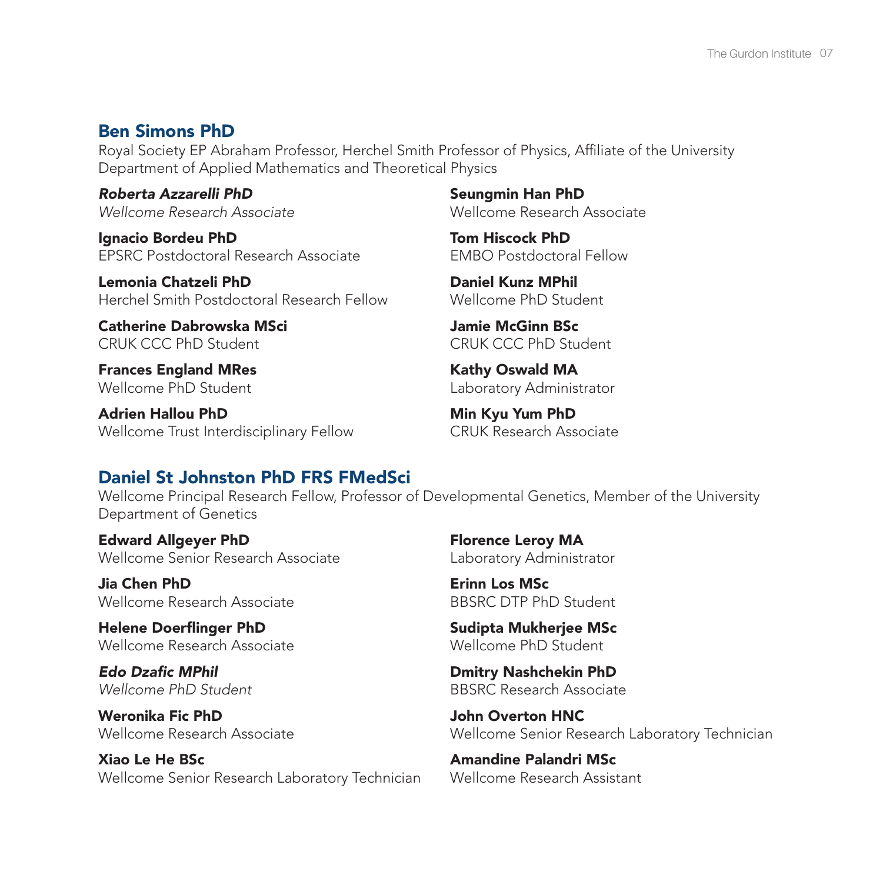## Ben Simons PhD

Royal Society EP Abraham Professor, Herchel Smith Professor of Physics, Affiliate of the University Department of Applied Mathematics and Theoretical Physics

***Roberta Azzarelli PhD***
*Wellcome Research Associate*

**Ignacio Bordeu PhD**
EPSRC Postdoctoral Research Associate

**Lemonia Chatzeli PhD**
Herchel Smith Postdoctoral Research Fellow

**Catherine Dabrowska MSci**
CRUK CCC PhD Student

**Frances England MRes**
Wellcome PhD Student

**Adrien Hallou PhD**
Wellcome Trust Interdisciplinary Fellow

**Seungmin Han PhD**
Wellcome Research Associate

**Tom Hiscock PhD**
EMBO Postdoctoral Fellow

**Daniel Kunz MPhil**
Wellcome PhD Student

**Jamie McGinn BSc**
CRUK CCC PhD Student

**Kathy Oswald MA**
Laboratory Administrator

**Min Kyu Yum PhD**
CRUK Research Associate

## Daniel St Johnston PhD FRS FMedSci

Wellcome Principal Research Fellow, Professor of Developmental Genetics, Member of the University Department of Genetics

**Edward Allgeyer PhD**
Wellcome Senior Research Associate

**Jia Chen PhD**
Wellcome Research Associate

**Helene Doerflinger PhD**
Wellcome Research Associate

***Edo Dzafic MPhil***
*Wellcome PhD Student*

**Weronika Fic PhD**
Wellcome Research Associate

**Xiao Le He BSc**
Wellcome Senior Research Laboratory Technician

**Florence Leroy MA**
Laboratory Administrator

**Erinn Los MSc**
BBSRC DTP PhD Student

**Sudipta Mukherjee MSc**
Wellcome PhD Student

**Dmitry Nashchekin PhD**
BBSRC Research Associate

**John Overton HNC**
Wellcome Senior Research Laboratory Technician

**Amandine Palandri MSc**
Wellcome Research Assistant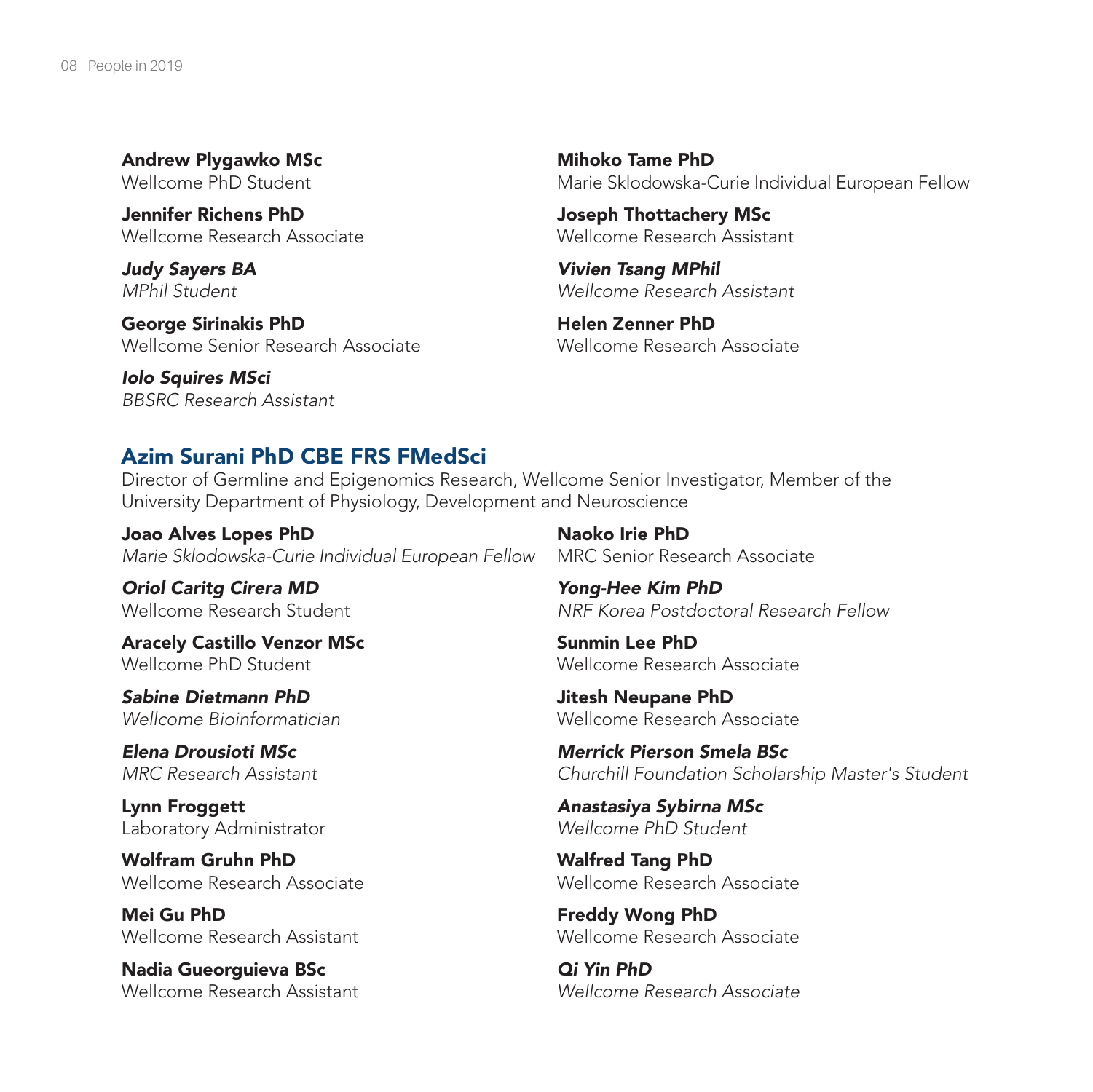**Andrew Plygawko MSc**
Wellcome PhD Student

**Jennifer Richens PhD**
Wellcome Research Associate

***Judy Sayers BA***
*MPhil Student*

**George Sirinakis PhD**
Wellcome Senior Research Associate

***Iolo Squires MSci***
*BBSRC Research Assistant*

**Mihoko Tame PhD**
Marie Sklodowska-Curie Individual European Fellow

**Joseph Thottachery MSc**
Wellcome Research Assistant

***Vivien Tsang MPhil***
*Wellcome Research Assistant*

**Helen Zenner PhD**
Wellcome Research Associate

## Azim Surani PhD CBE FRS FMedSci

Director of Germline and Epigenomics Research, Wellcome Senior Investigator, Member of the University Department of Physiology, Development and Neuroscience

**Joao Alves Lopes PhD**
*Marie Sklodowska-Curie Individual European Fellow*

***Oriol Caritg Cirera MD***
Wellcome Research Student

**Aracely Castillo Venzor MSc**
Wellcome PhD Student

***Sabine Dietmann PhD***
*Wellcome Bioinformatician*

***Elena Drousioti MSc***
*MRC Research Assistant*

**Lynn Froggett**
Laboratory Administrator

**Wolfram Gruhn PhD**
Wellcome Research Associate

**Mei Gu PhD**
Wellcome Research Assistant

**Nadia Gueorguieva BSc**
Wellcome Research Assistant

**Naoko Irie PhD**
MRC Senior Research Associate

***Yong-Hee Kim PhD***
*NRF Korea Postdoctoral Research Fellow*

**Sunmin Lee PhD**
Wellcome Research Associate

**Jitesh Neupane PhD**
Wellcome Research Associate

***Merrick Pierson Smela BSc***
*Churchill Foundation Scholarship Master's Student*

***Anastasiya Sybirna MSc***
*Wellcome PhD Student*

**Walfred Tang PhD**
Wellcome Research Associate

**Freddy Wong PhD**
Wellcome Research Associate

***Qi Yin PhD***
*Wellcome Research Associate*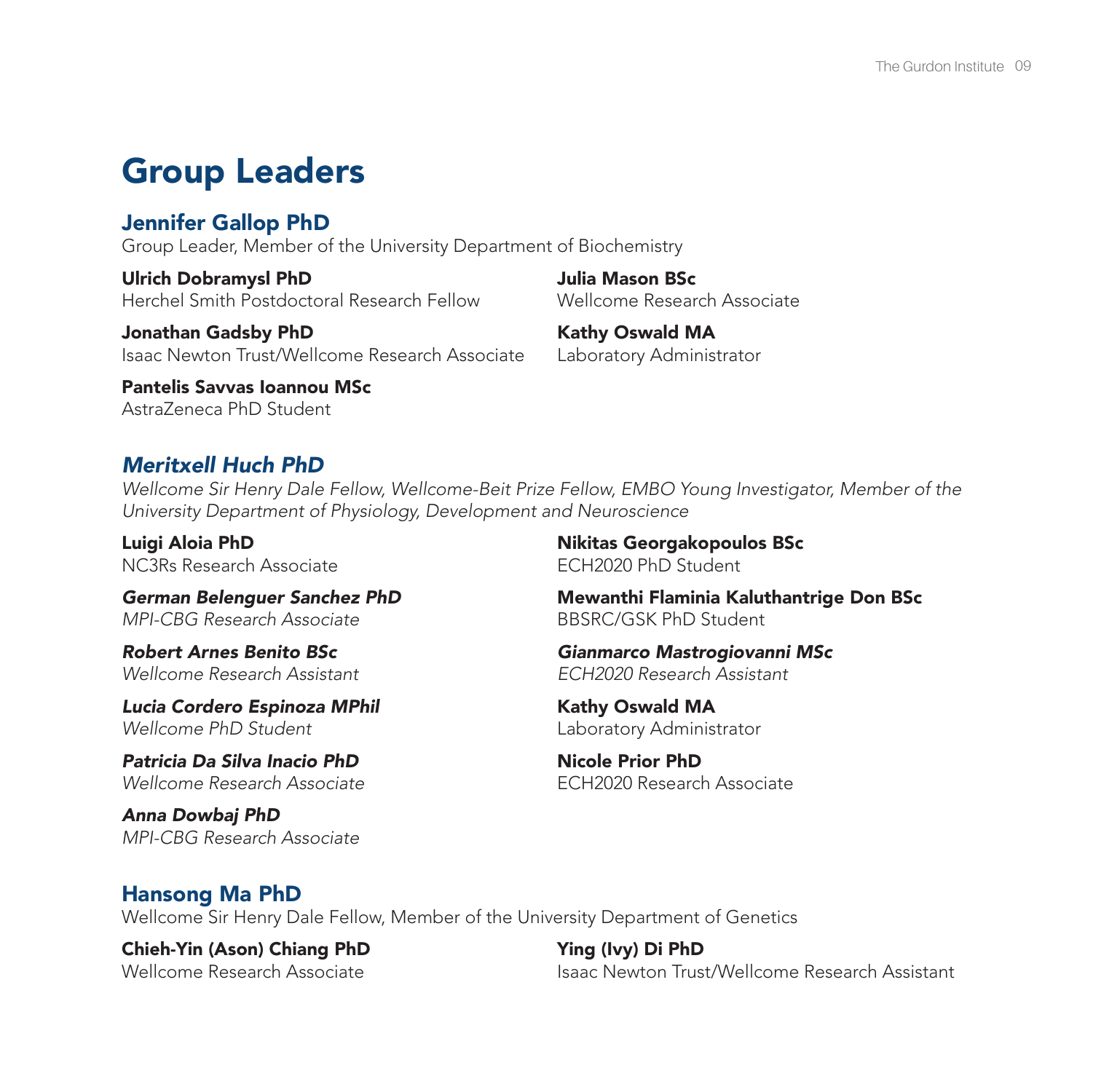# Group Leaders

## Jennifer Gallop PhD

Group Leader, Member of the University Department of Biochemistry

**Ulrich Dobramysl PhD**
Herchel Smith Postdoctoral Research Fellow

**Jonathan Gadsby PhD**
Isaac Newton Trust/Wellcome Research Associate

**Pantelis Savvas Ioannou MSc**
AstraZeneca PhD Student

**Julia Mason BSc**
Wellcome Research Associate

**Kathy Oswald MA**
Laboratory Administrator

## *Meritxell Huch PhD*

*Wellcome Sir Henry Dale Fellow, Wellcome-Beit Prize Fellow, EMBO Young Investigator, Member of the University Department of Physiology, Development and Neuroscience*

**Luigi Aloia PhD**
NC3Rs Research Associate

***German Belenguer Sanchez PhD***
*MPI-CBG Research Associate*

***Robert Arnes Benito BSc***
*Wellcome Research Assistant*

***Lucia Cordero Espinoza MPhil***
*Wellcome PhD Student*

***Patricia Da Silva Inacio PhD***
*Wellcome Research Associate*

***Anna Dowbaj PhD***
*MPI-CBG Research Associate*

**Nikitas Georgakopoulos BSc**
ECH2020 PhD Student

**Mewanthi Flaminia Kaluthantrige Don BSc**
BBSRC/GSK PhD Student

***Gianmarco Mastrogiovanni MSc***
*ECH2020 Research Assistant*

**Kathy Oswald MA**
Laboratory Administrator

**Nicole Prior PhD**
ECH2020 Research Associate

## Hansong Ma PhD

Wellcome Sir Henry Dale Fellow, Member of the University Department of Genetics

**Chieh-Yin (Ason) Chiang PhD**
Wellcome Research Associate

**Ying (Ivy) Di PhD**
Isaac Newton Trust/Wellcome Research Assistant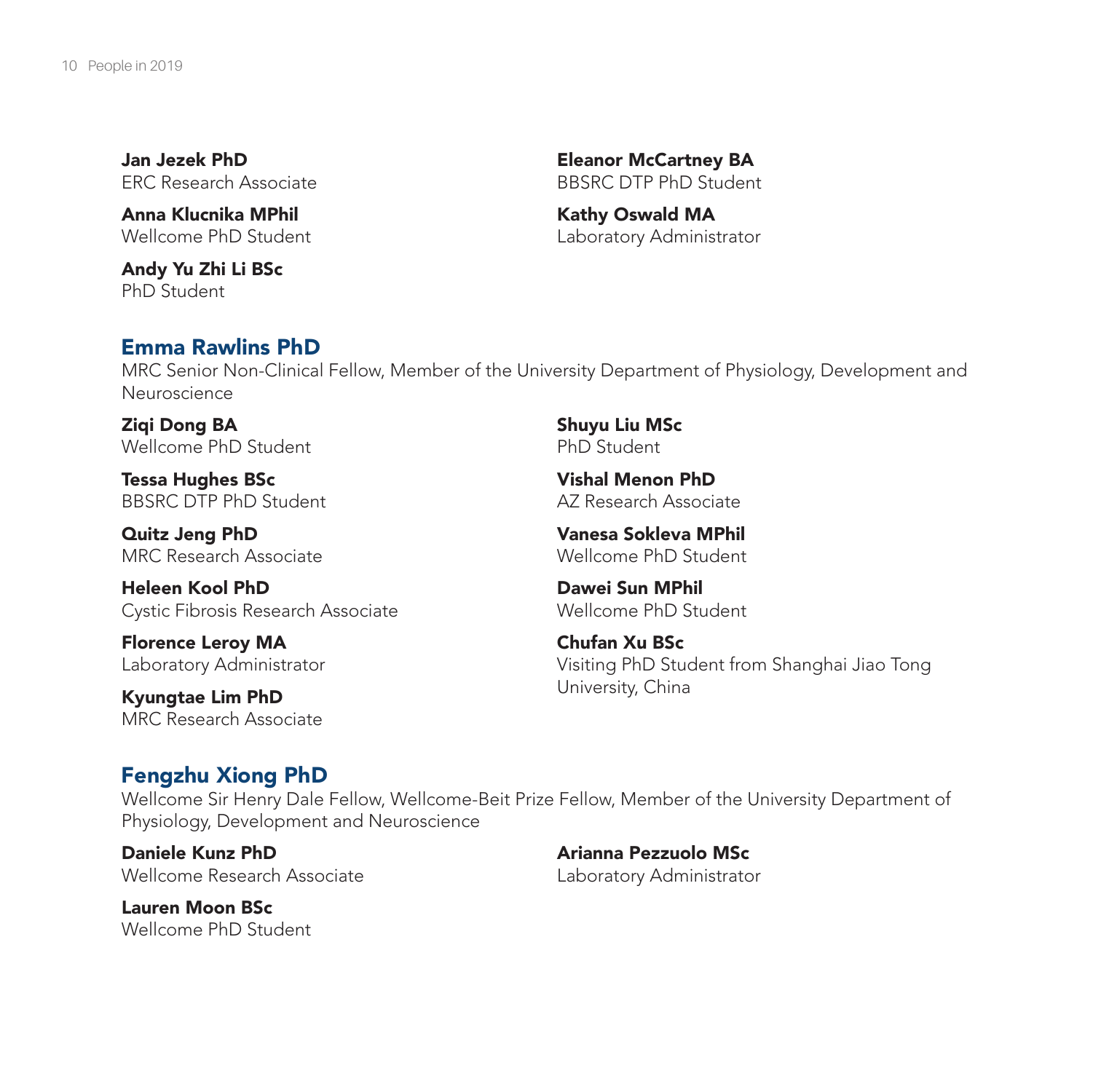**Jan Jezek PhD**
ERC Research Associate

**Anna Klucnika MPhil**
Wellcome PhD Student

**Andy Yu Zhi Li BSc**
PhD Student

**Eleanor McCartney BA**
BBSRC DTP PhD Student

**Kathy Oswald MA**
Laboratory Administrator

## Emma Rawlins PhD

MRC Senior Non-Clinical Fellow, Member of the University Department of Physiology, Development and Neuroscience

**Ziqi Dong BA**
Wellcome PhD Student

**Tessa Hughes BSc**
BBSRC DTP PhD Student

**Quitz Jeng PhD**
MRC Research Associate

**Heleen Kool PhD**
Cystic Fibrosis Research Associate

**Florence Leroy MA**
Laboratory Administrator

**Kyungtae Lim PhD**
MRC Research Associate

**Shuyu Liu MSc**
PhD Student

**Vishal Menon PhD**
AZ Research Associate

**Vanesa Sokleva MPhil**
Wellcome PhD Student

**Dawei Sun MPhil**
Wellcome PhD Student

**Chufan Xu BSc**
Visiting PhD Student from Shanghai Jiao Tong University, China

## Fengzhu Xiong PhD

Wellcome Sir Henry Dale Fellow, Wellcome-Beit Prize Fellow, Member of the University Department of Physiology, Development and Neuroscience

**Daniele Kunz PhD**
Wellcome Research Associate

**Lauren Moon BSc**
Wellcome PhD Student

**Arianna Pezzuolo MSc**
Laboratory Administrator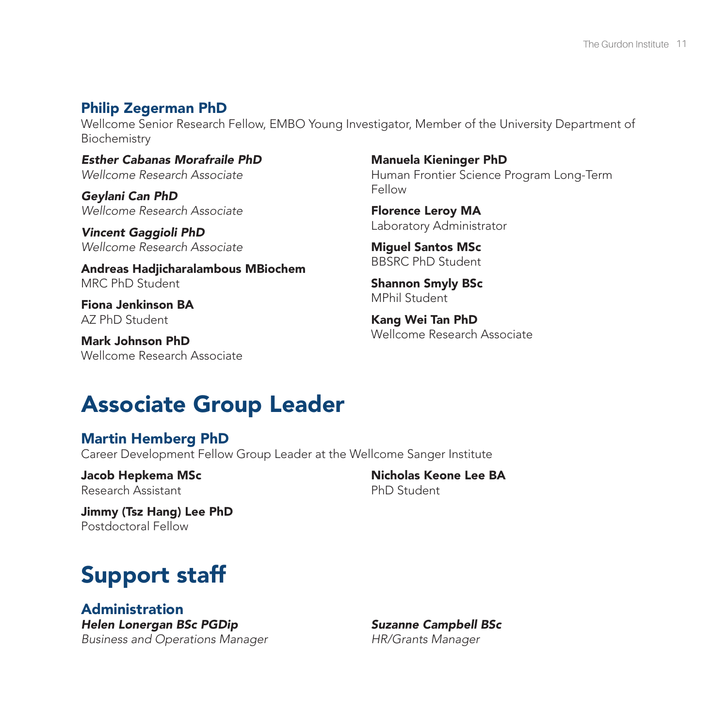### Philip Zegerman PhD

Wellcome Senior Research Fellow, EMBO Young Investigator, Member of the University Department of Biochemistry

***Esther Cabanas Morafraile PhD***
*Wellcome Research Associate*

***Geylani Can PhD***
*Wellcome Research Associate*

***Vincent Gaggioli PhD***
*Wellcome Research Associate*

**Andreas Hadjicharalambous MBiochem**
MRC PhD Student

**Fiona Jenkinson BA**
AZ PhD Student

**Mark Johnson PhD**
Wellcome Research Associate

**Manuela Kieninger PhD**
Human Frontier Science Program Long-Term Fellow

**Florence Leroy MA**
Laboratory Administrator

**Miguel Santos MSc**
BBSRC PhD Student

**Shannon Smyly BSc**
MPhil Student

**Kang Wei Tan PhD**
Wellcome Research Associate

# Associate Group Leader

### Martin Hemberg PhD

Career Development Fellow Group Leader at the Wellcome Sanger Institute

**Jacob Hepkema MSc**
Research Assistant

**Jimmy (Tsz Hang) Lee PhD**
Postdoctoral Fellow

**Nicholas Keone Lee BA**
PhD Student

# Support staff

### Administration

***Helen Lonergan BSc PGDip***
*Business and Operations Manager*

***Suzanne Campbell BSc***
*HR/Grants Manager*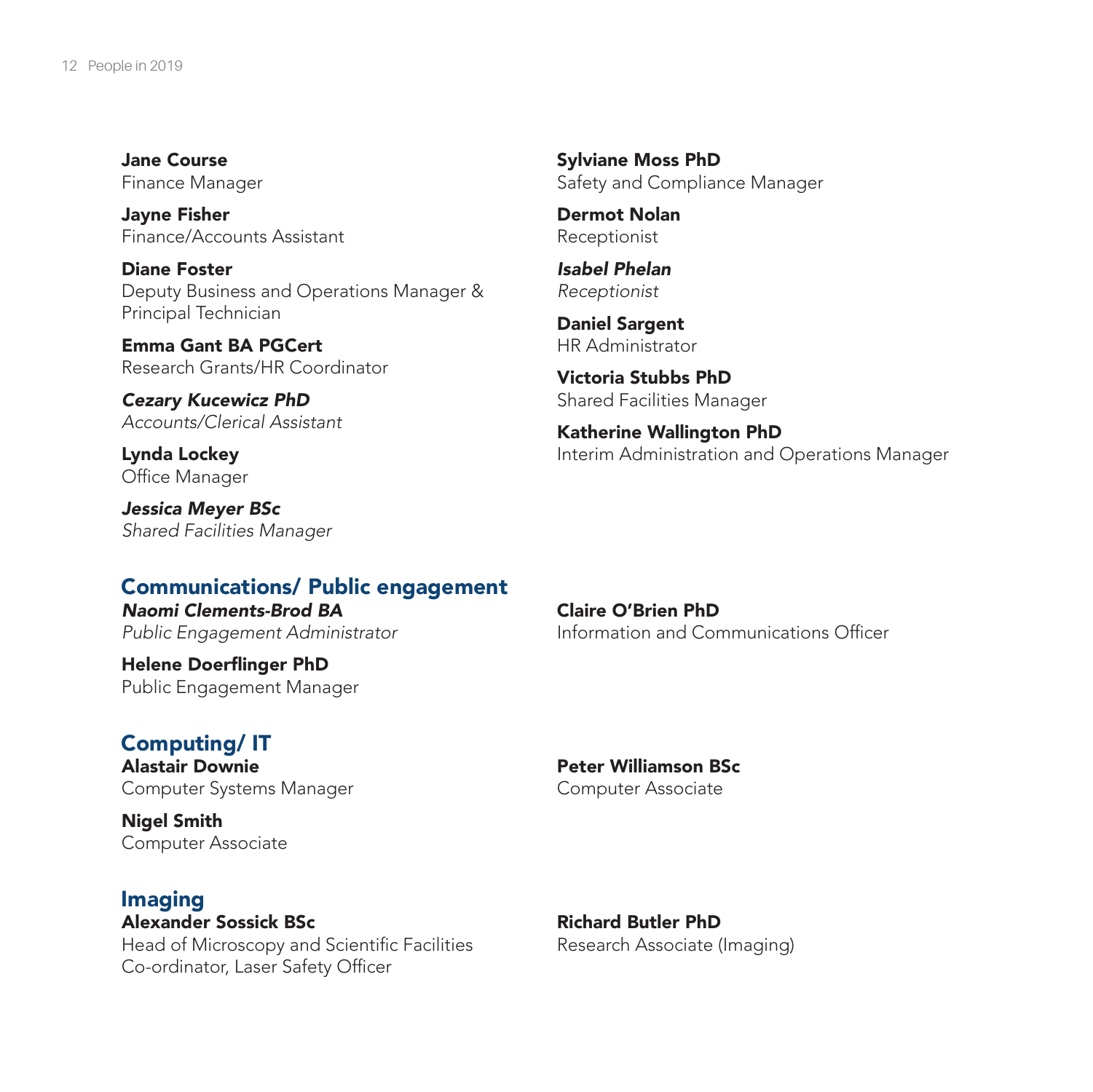**Jane Course**
Finance Manager

**Jayne Fisher**
Finance/Accounts Assistant

**Diane Foster**
Deputy Business and Operations Manager & Principal Technician

**Emma Gant BA PGCert**
Research Grants/HR Coordinator

***Cezary Kucewicz PhD***
*Accounts/Clerical Assistant*

**Lynda Lockey**
Office Manager

***Jessica Meyer BSc***
*Shared Facilities Manager*

**Sylviane Moss PhD**
Safety and Compliance Manager

**Dermot Nolan**
Receptionist

***Isabel Phelan***
*Receptionist*

**Daniel Sargent**
HR Administrator

**Victoria Stubbs PhD**
Shared Facilities Manager

**Katherine Wallington PhD**
Interim Administration and Operations Manager

## Communications/ Public engagement

***Naomi Clements-Brod BA***
*Public Engagement Administrator*

**Helene Doerflinger PhD**
Public Engagement Manager

**Claire O'Brien PhD**
Information and Communications Officer

## Computing/ IT

**Alastair Downie**
Computer Systems Manager

**Nigel Smith**
Computer Associate

**Peter Williamson BSc**
Computer Associate

## Imaging

**Alexander Sossick BSc**
Head of Microscopy and Scientific Facilities Co-ordinator, Laser Safety Officer

**Richard Butler PhD**
Research Associate (Imaging)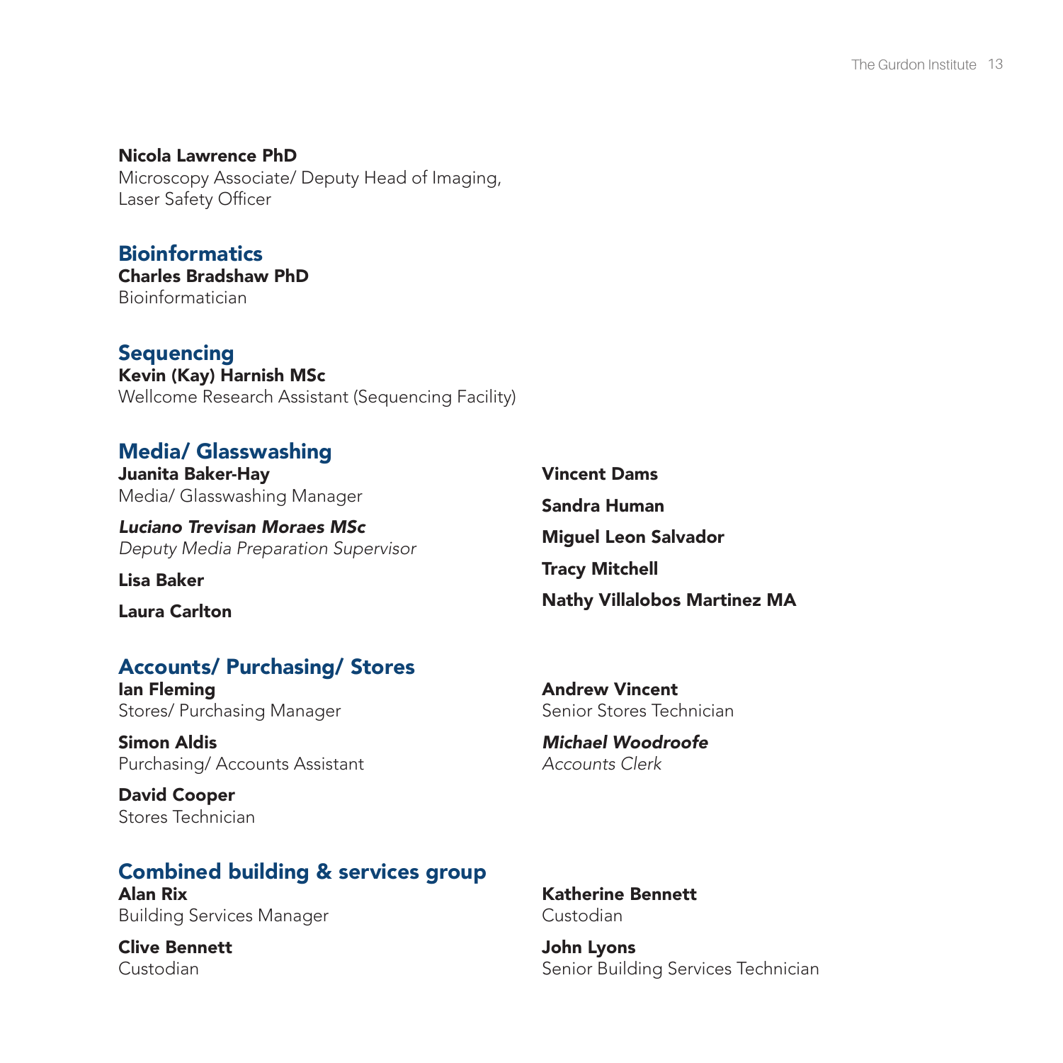**Nicola Lawrence PhD**
Microscopy Associate/ Deputy Head of Imaging, Laser Safety Officer

## Bioinformatics

**Charles Bradshaw PhD**
Bioinformatician

## Sequencing

**Kevin (Kay) Harnish MSc**
Wellcome Research Assistant (Sequencing Facility)

## Media/ Glasswashing

**Juanita Baker-Hay**
Media/ Glasswashing Manager

***Luciano Trevisan Moraes MSc***
*Deputy Media Preparation Supervisor*

**Lisa Baker**

**Laura Carlton**

**Vincent Dams**

**Sandra Human**

**Miguel Leon Salvador**

**Tracy Mitchell**

**Nathy Villalobos Martinez MA**

## Accounts/ Purchasing/ Stores

**Ian Fleming**
Stores/ Purchasing Manager

**Simon Aldis**
Purchasing/ Accounts Assistant

**David Cooper**
Stores Technician

**Andrew Vincent**
Senior Stores Technician

***Michael Woodroofe***
*Accounts Clerk*

## Combined building & services group

**Alan Rix**
Building Services Manager

**Clive Bennett**
Custodian

**Katherine Bennett**
Custodian

**John Lyons**
Senior Building Services Technician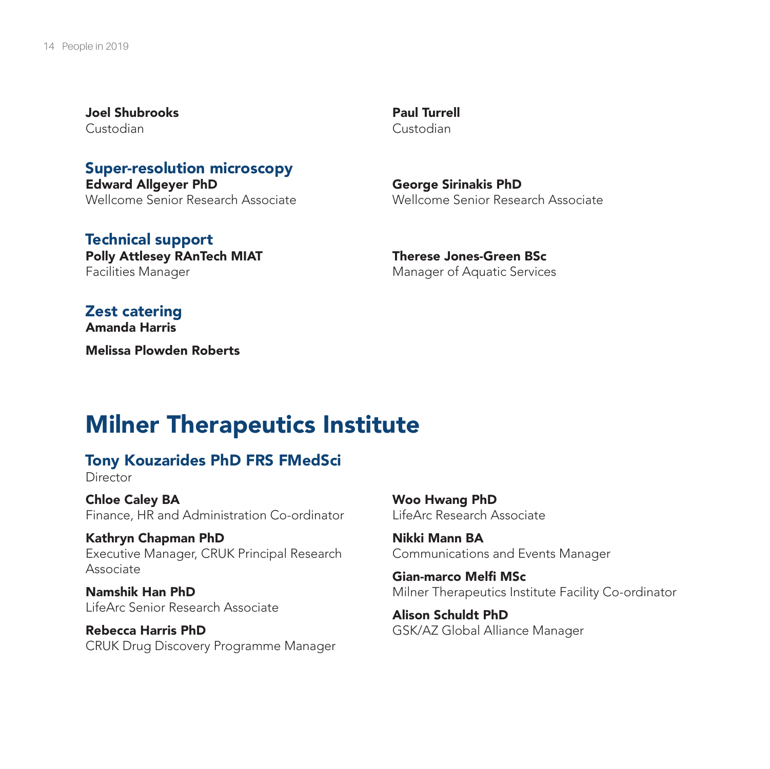**Joel Shubrooks**
Custodian

**Paul Turrell**
Custodian

### Super-resolution microscopy

**Edward Allgeyer PhD**
Wellcome Senior Research Associate

**George Sirinakis PhD**
Wellcome Senior Research Associate

### Technical support

**Polly Attlesey RAnTech MIAT**
Facilities Manager

**Therese Jones-Green BSc**
Manager of Aquatic Services

### Zest catering

**Amanda Harris**

**Melissa Plowden Roberts**

# Milner Therapeutics Institute

### Tony Kouzarides PhD FRS FMedSci

Director

**Chloe Caley BA**
Finance, HR and Administration Co-ordinator

**Kathryn Chapman PhD**
Executive Manager, CRUK Principal Research Associate

**Namshik Han PhD**
LifeArc Senior Research Associate

**Rebecca Harris PhD**
CRUK Drug Discovery Programme Manager

**Woo Hwang PhD**
LifeArc Research Associate

**Nikki Mann BA**
Communications and Events Manager

**Gian-marco Melfi MSc**
Milner Therapeutics Institute Facility Co-ordinator

**Alison Schuldt PhD**
GSK/AZ Global Alliance Manager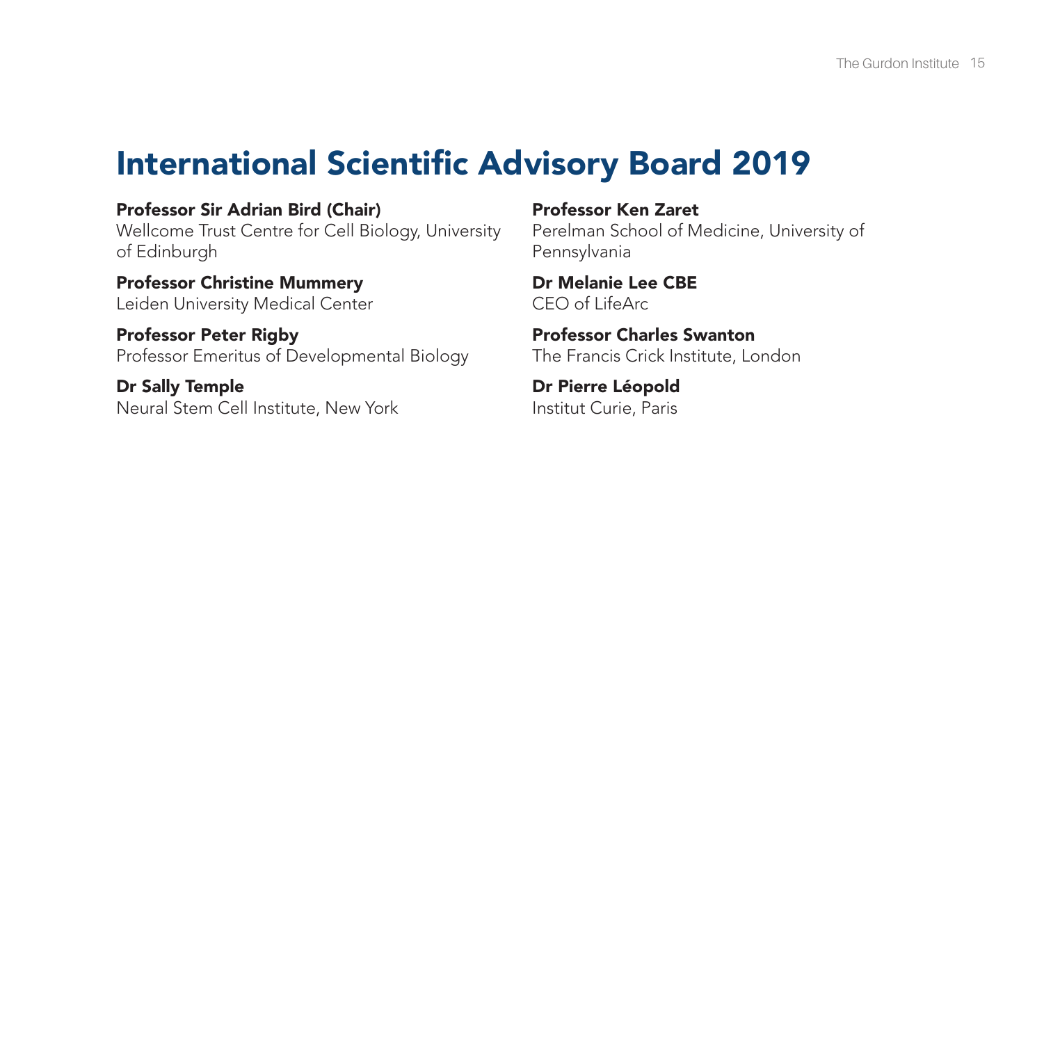# International Scientific Advisory Board 2019

**Professor Sir Adrian Bird (Chair)**
Wellcome Trust Centre for Cell Biology, University of Edinburgh

**Professor Christine Mummery**
Leiden University Medical Center

**Professor Peter Rigby**
Professor Emeritus of Developmental Biology

**Dr Sally Temple**
Neural Stem Cell Institute, New York

**Professor Ken Zaret**
Perelman School of Medicine, University of Pennsylvania

**Dr Melanie Lee CBE**
CEO of LifeArc

**Professor Charles Swanton**
The Francis Crick Institute, London

**Dr Pierre Léopold**
Institut Curie, Paris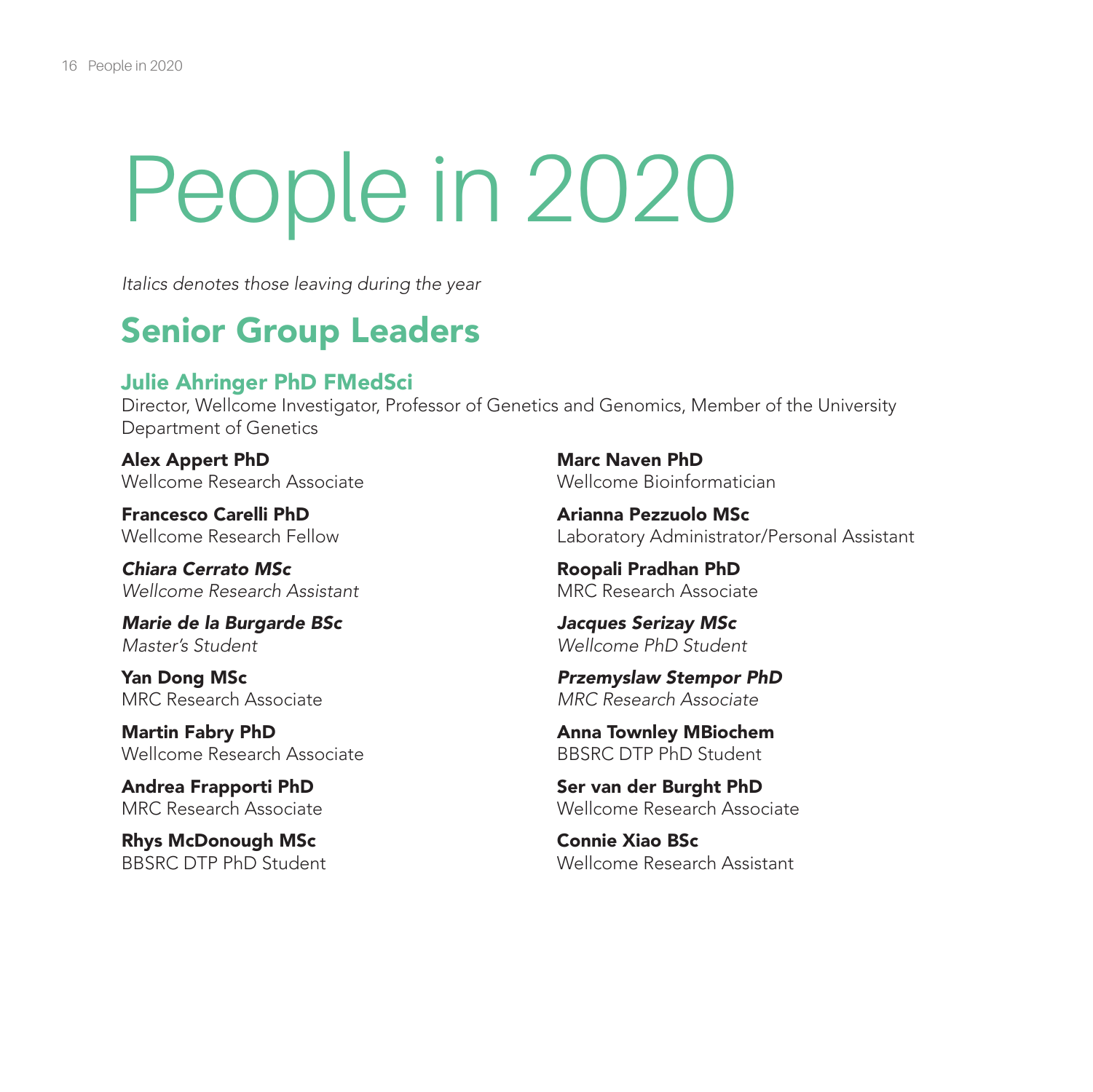# People in 2020

*Italics denotes those leaving during the year*

## Senior Group Leaders

### Julie Ahringer PhD FMedSci

Director, Wellcome Investigator, Professor of Genetics and Genomics, Member of the University Department of Genetics

**Alex Appert PhD**
Wellcome Research Associate

**Francesco Carelli PhD**
Wellcome Research Fellow

***Chiara Cerrato MSc***
*Wellcome Research Assistant*

***Marie de la Burgarde BSc***
*Master's Student*

**Yan Dong MSc**
MRC Research Associate

**Martin Fabry PhD**
Wellcome Research Associate

**Andrea Frapporti PhD**
MRC Research Associate

**Rhys McDonough MSc**
BBSRC DTP PhD Student

**Marc Naven PhD**
Wellcome Bioinformatician

**Arianna Pezzuolo MSc**
Laboratory Administrator/Personal Assistant

**Roopali Pradhan PhD**
MRC Research Associate

***Jacques Serizay MSc***
*Wellcome PhD Student*

***Przemyslaw Stempor PhD***
*MRC Research Associate*

**Anna Townley MBiochem**
BBSRC DTP PhD Student

**Ser van der Burght PhD**
Wellcome Research Associate

**Connie Xiao BSc**
Wellcome Research Assistant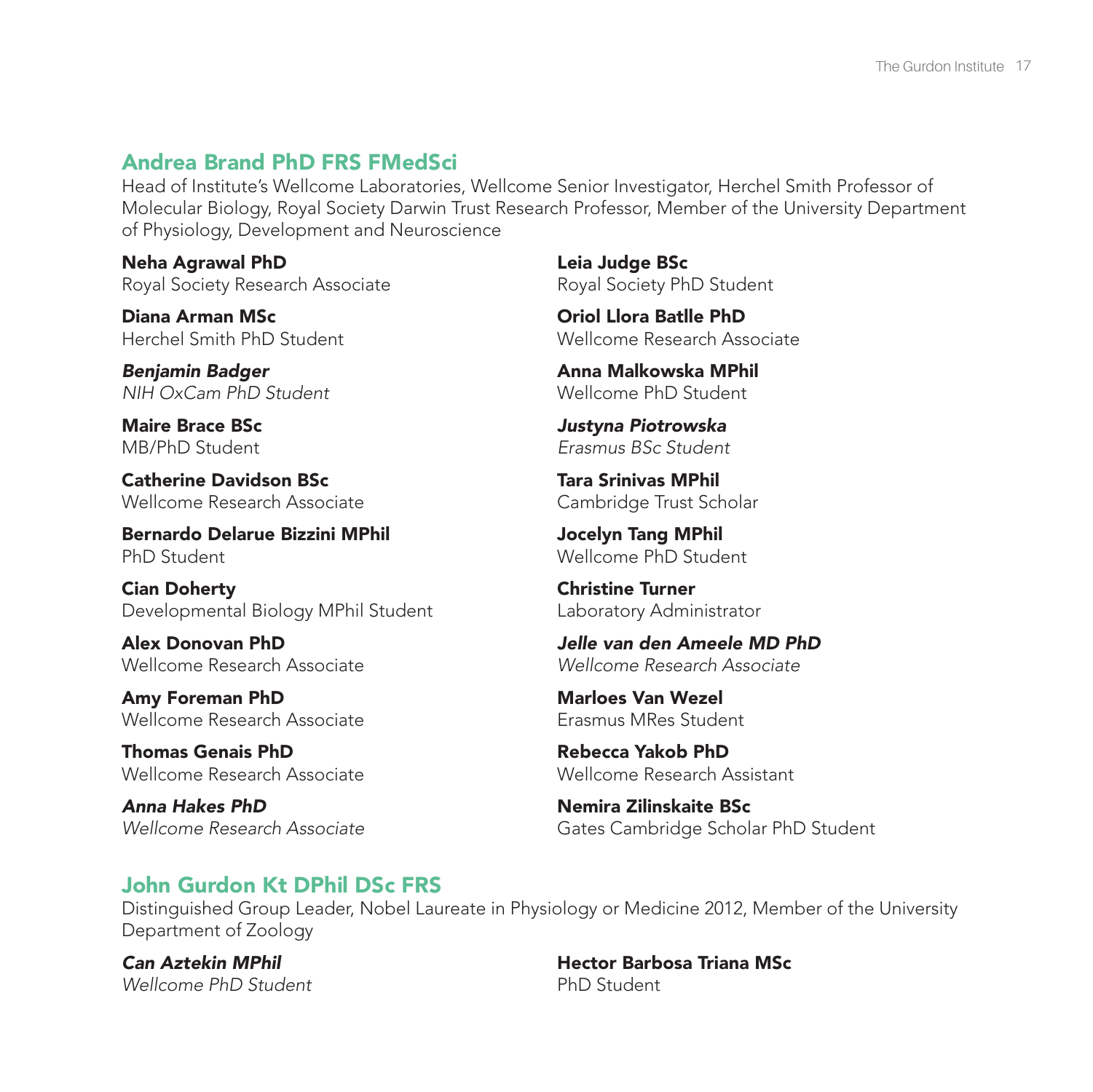## Andrea Brand PhD FRS FMedSci

Head of Institute's Wellcome Laboratories, Wellcome Senior Investigator, Herchel Smith Professor of Molecular Biology, Royal Society Darwin Trust Research Professor, Member of the University Department of Physiology, Development and Neuroscience

**Neha Agrawal PhD**
Royal Society Research Associate

**Diana Arman MSc**
Herchel Smith PhD Student

***Benjamin Badger***
*NIH OxCam PhD Student*

**Maire Brace BSc**
MB/PhD Student

**Catherine Davidson BSc**
Wellcome Research Associate

**Bernardo Delarue Bizzini MPhil**
PhD Student

**Cian Doherty**
Developmental Biology MPhil Student

**Alex Donovan PhD**
Wellcome Research Associate

**Amy Foreman PhD**
Wellcome Research Associate

**Thomas Genais PhD**
Wellcome Research Associate

***Anna Hakes PhD***
*Wellcome Research Associate*

**Leia Judge BSc**
Royal Society PhD Student

**Oriol Llora Batlle PhD**
Wellcome Research Associate

**Anna Malkowska MPhil**
Wellcome PhD Student

***Justyna Piotrowska***
*Erasmus BSc Student*

**Tara Srinivas MPhil**
Cambridge Trust Scholar

**Jocelyn Tang MPhil**
Wellcome PhD Student

**Christine Turner**
Laboratory Administrator

***Jelle van den Ameele MD PhD***
*Wellcome Research Associate*

**Marloes Van Wezel**
Erasmus MRes Student

**Rebecca Yakob PhD**
Wellcome Research Assistant

**Nemira Zilinskaite BSc**
Gates Cambridge Scholar PhD Student

## John Gurdon Kt DPhil DSc FRS

Distinguished Group Leader, Nobel Laureate in Physiology or Medicine 2012, Member of the University Department of Zoology

***Can Aztekin MPhil***
*Wellcome PhD Student*

**Hector Barbosa Triana MSc**
PhD Student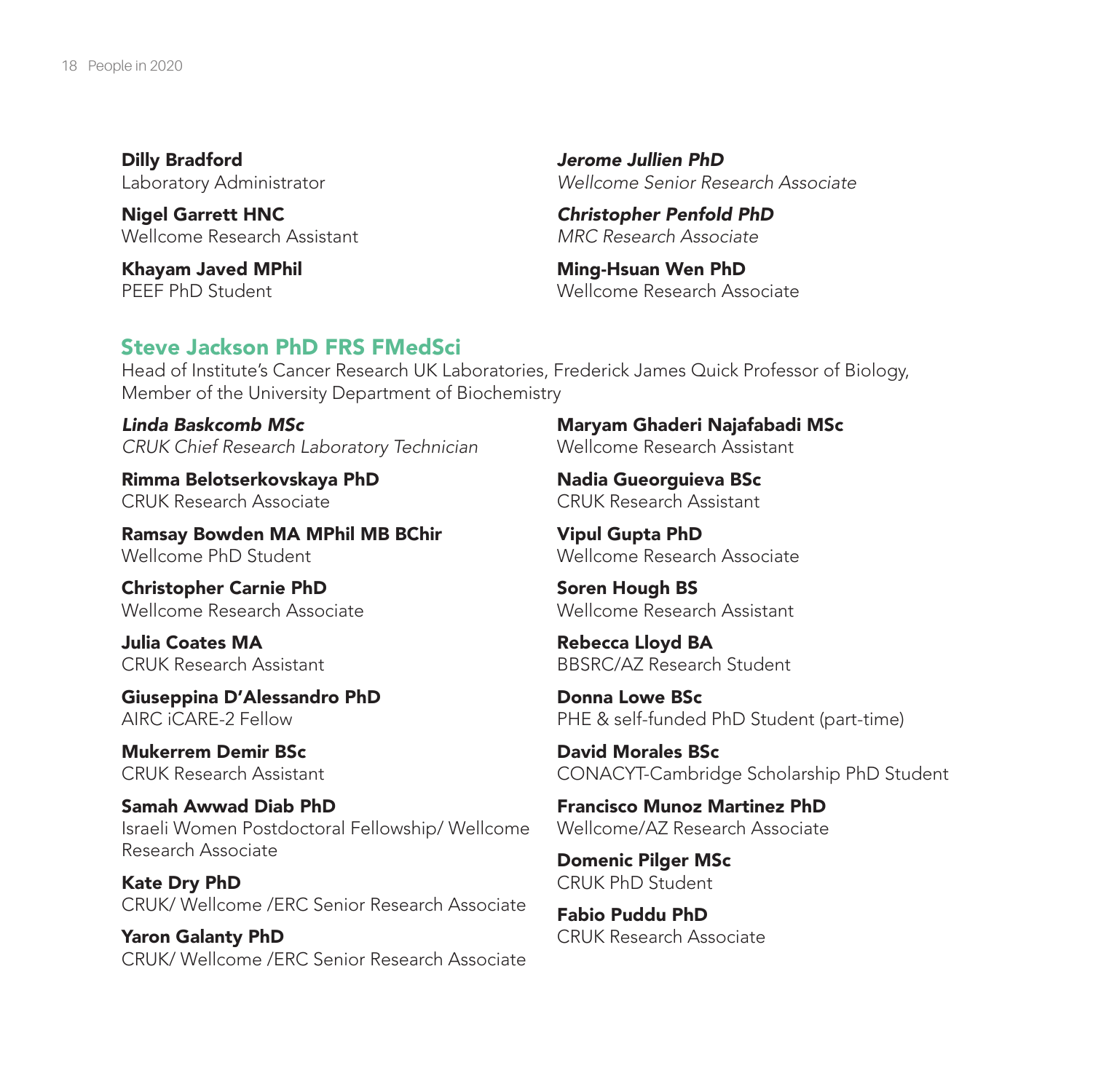**Dilly Bradford**
Laboratory Administrator

**Nigel Garrett HNC**
Wellcome Research Assistant

**Khayam Javed MPhil**
PEEF PhD Student

***Jerome Jullien PhD***
*Wellcome Senior Research Associate*

***Christopher Penfold PhD***
*MRC Research Associate*

**Ming-Hsuan Wen PhD**
Wellcome Research Associate

## Steve Jackson PhD FRS FMedSci

Head of Institute's Cancer Research UK Laboratories, Frederick James Quick Professor of Biology, Member of the University Department of Biochemistry

***Linda Baskcomb MSc***
*CRUK Chief Research Laboratory Technician*

**Rimma Belotserkovskaya PhD**
CRUK Research Associate

**Ramsay Bowden MA MPhil MB BChir**
Wellcome PhD Student

**Christopher Carnie PhD**
Wellcome Research Associate

**Julia Coates MA**
CRUK Research Assistant

**Giuseppina D'Alessandro PhD**
AIRC iCARE-2 Fellow

**Mukerrem Demir BSc**
CRUK Research Assistant

**Samah Awwad Diab PhD**
Israeli Women Postdoctoral Fellowship/ Wellcome Research Associate

**Kate Dry PhD**
CRUK/ Wellcome /ERC Senior Research Associate

**Yaron Galanty PhD**
CRUK/ Wellcome /ERC Senior Research Associate

**Maryam Ghaderi Najafabadi MSc**
Wellcome Research Assistant

**Nadia Gueorguieva BSc**
CRUK Research Assistant

**Vipul Gupta PhD**
Wellcome Research Associate

**Soren Hough BS**
Wellcome Research Assistant

**Rebecca Lloyd BA**
BBSRC/AZ Research Student

**Donna Lowe BSc**
PHE & self-funded PhD Student (part-time)

**David Morales BSc**
CONACYT-Cambridge Scholarship PhD Student

**Francisco Munoz Martinez PhD**
Wellcome/AZ Research Associate

**Domenic Pilger MSc**
CRUK PhD Student

**Fabio Puddu PhD**
CRUK Research Associate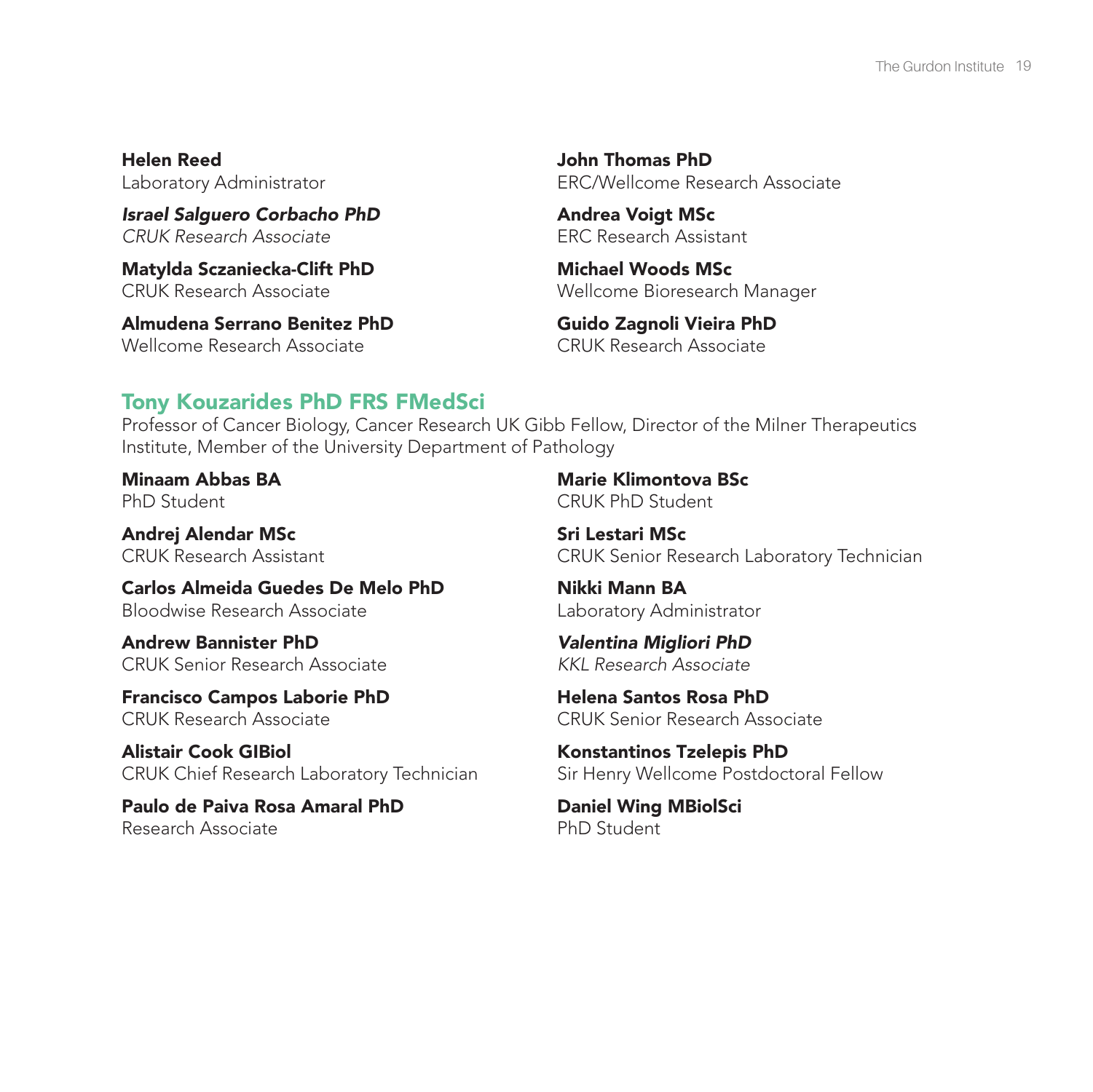**Helen Reed**
Laboratory Administrator

***Israel Salguero Corbacho PhD***
*CRUK Research Associate*

**Matylda Sczaniecka-Clift PhD**
CRUK Research Associate

**Almudena Serrano Benitez PhD**
Wellcome Research Associate

**John Thomas PhD**
ERC/Wellcome Research Associate

**Andrea Voigt MSc**
ERC Research Assistant

**Michael Woods MSc**
Wellcome Bioresearch Manager

**Guido Zagnoli Vieira PhD**
CRUK Research Associate

## Tony Kouzarides PhD FRS FMedSci

Professor of Cancer Biology, Cancer Research UK Gibb Fellow, Director of the Milner Therapeutics Institute, Member of the University Department of Pathology

**Minaam Abbas BA**
PhD Student

**Andrej Alendar MSc**
CRUK Research Assistant

**Carlos Almeida Guedes De Melo PhD**
Bloodwise Research Associate

**Andrew Bannister PhD**
CRUK Senior Research Associate

**Francisco Campos Laborie PhD**
CRUK Research Associate

**Alistair Cook GIBiol**
CRUK Chief Research Laboratory Technician

**Paulo de Paiva Rosa Amaral PhD**
Research Associate

**Marie Klimontova BSc**
CRUK PhD Student

**Sri Lestari MSc**
CRUK Senior Research Laboratory Technician

**Nikki Mann BA**
Laboratory Administrator

***Valentina Migliori PhD***
*KKL Research Associate*

**Helena Santos Rosa PhD**
CRUK Senior Research Associate

**Konstantinos Tzelepis PhD**
Sir Henry Wellcome Postdoctoral Fellow

**Daniel Wing MBiolSci**
PhD Student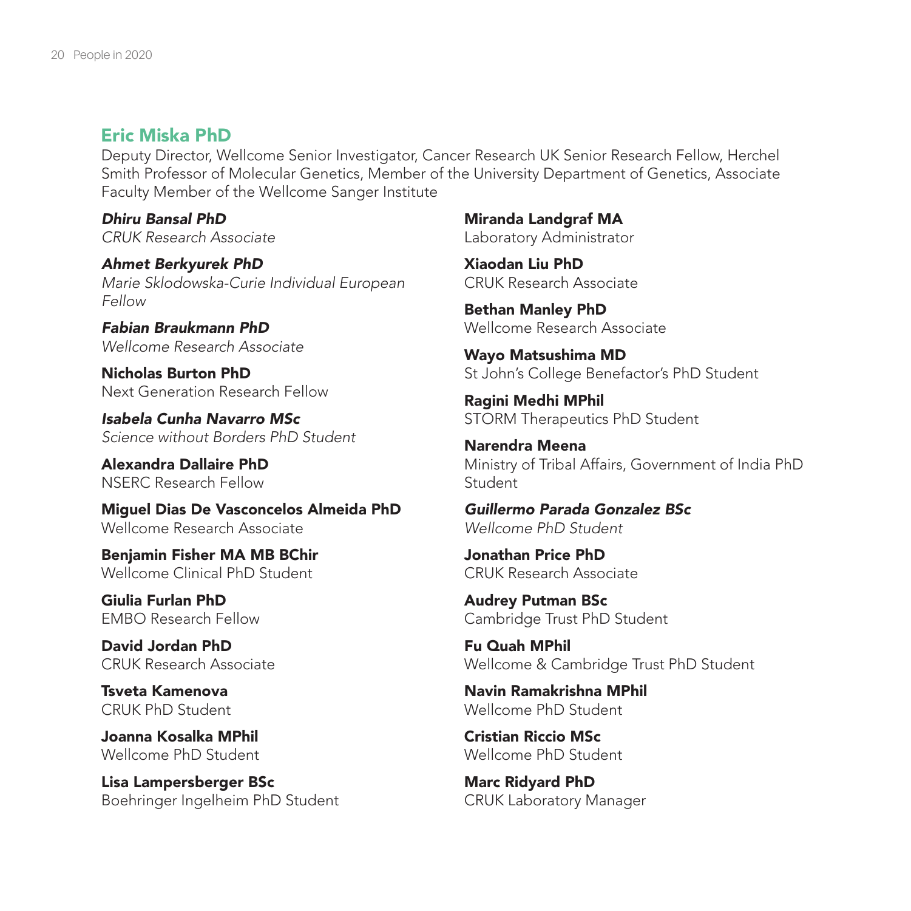## Eric Miska PhD

Deputy Director, Wellcome Senior Investigator, Cancer Research UK Senior Research Fellow, Herchel Smith Professor of Molecular Genetics, Member of the University Department of Genetics, Associate Faculty Member of the Wellcome Sanger Institute

***Dhiru Bansal PhD***
*CRUK Research Associate*

***Ahmet Berkyurek PhD***
*Marie Sklodowska-Curie Individual European Fellow*

***Fabian Braukmann PhD***
*Wellcome Research Associate*

**Nicholas Burton PhD**
Next Generation Research Fellow

***Isabela Cunha Navarro MSc***
*Science without Borders PhD Student*

**Alexandra Dallaire PhD**
NSERC Research Fellow

**Miguel Dias De Vasconcelos Almeida PhD**
Wellcome Research Associate

**Benjamin Fisher MA MB BChir**
Wellcome Clinical PhD Student

**Giulia Furlan PhD**
EMBO Research Fellow

**David Jordan PhD**
CRUK Research Associate

**Tsveta Kamenova**
CRUK PhD Student

**Joanna Kosalka MPhil**
Wellcome PhD Student

**Lisa Lampersberger BSc**
Boehringer Ingelheim PhD Student

**Miranda Landgraf MA**
Laboratory Administrator

**Xiaodan Liu PhD**
CRUK Research Associate

**Bethan Manley PhD**
Wellcome Research Associate

**Wayo Matsushima MD**
St John's College Benefactor's PhD Student

**Ragini Medhi MPhil**
STORM Therapeutics PhD Student

**Narendra Meena**
Ministry of Tribal Affairs, Government of India PhD Student

***Guillermo Parada Gonzalez BSc***
*Wellcome PhD Student*

**Jonathan Price PhD**
CRUK Research Associate

**Audrey Putman BSc**
Cambridge Trust PhD Student

**Fu Quah MPhil**
Wellcome & Cambridge Trust PhD Student

**Navin Ramakrishna MPhil**
Wellcome PhD Student

**Cristian Riccio MSc**
Wellcome PhD Student

**Marc Ridyard PhD**
CRUK Laboratory Manager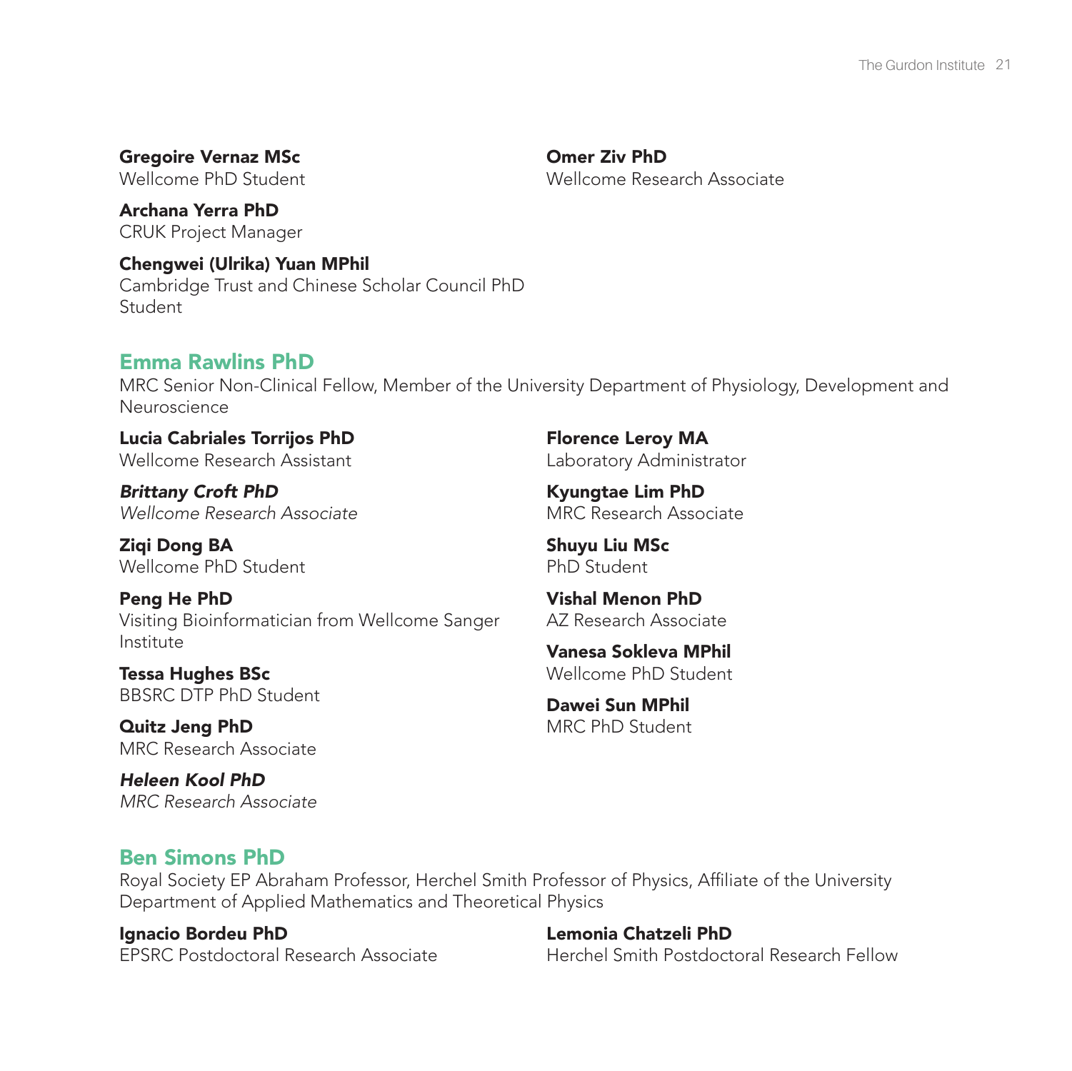**Gregoire Vernaz MSc**
Wellcome PhD Student

**Archana Yerra PhD**
CRUK Project Manager

**Chengwei (Ulrika) Yuan MPhil**
Cambridge Trust and Chinese Scholar Council PhD Student

**Omer Ziv PhD**
Wellcome Research Associate

## Emma Rawlins PhD

MRC Senior Non-Clinical Fellow, Member of the University Department of Physiology, Development and Neuroscience

**Lucia Cabriales Torrijos PhD**
Wellcome Research Assistant

***Brittany Croft PhD***
*Wellcome Research Associate*

**Ziqi Dong BA**
Wellcome PhD Student

**Peng He PhD**
Visiting Bioinformatician from Wellcome Sanger Institute

**Tessa Hughes BSc**
BBSRC DTP PhD Student

**Quitz Jeng PhD**
MRC Research Associate

***Heleen Kool PhD***
*MRC Research Associate*

**Florence Leroy MA**
Laboratory Administrator

**Kyungtae Lim PhD**
MRC Research Associate

**Shuyu Liu MSc**
PhD Student

**Vishal Menon PhD**
AZ Research Associate

**Vanesa Sokleva MPhil**
Wellcome PhD Student

**Dawei Sun MPhil**
MRC PhD Student

## Ben Simons PhD

Royal Society EP Abraham Professor, Herchel Smith Professor of Physics, Affiliate of the University Department of Applied Mathematics and Theoretical Physics

**Ignacio Bordeu PhD**
EPSRC Postdoctoral Research Associate

**Lemonia Chatzeli PhD**
Herchel Smith Postdoctoral Research Fellow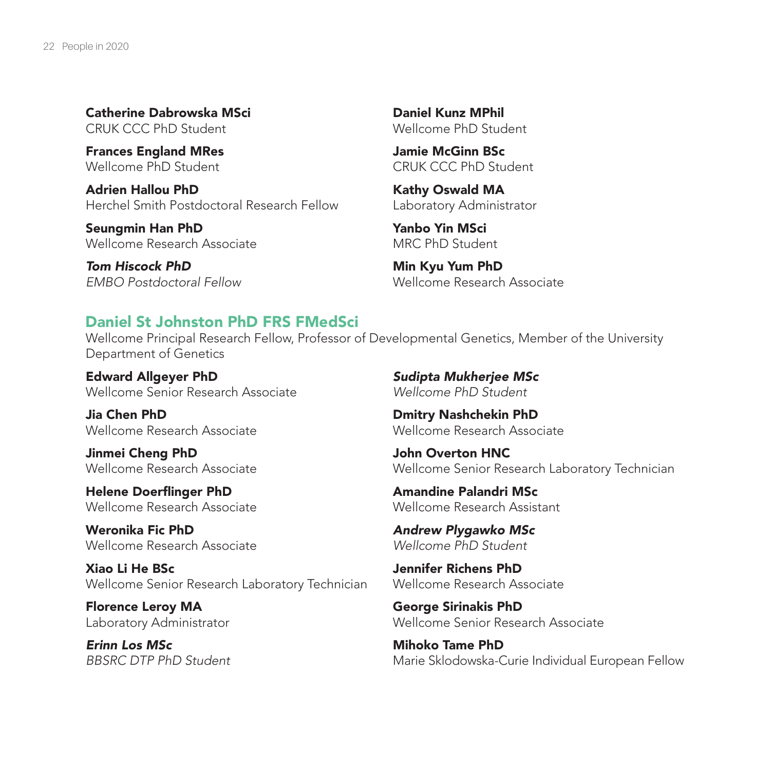**Catherine Dabrowska MSci**
CRUK CCC PhD Student

**Frances England MRes**
Wellcome PhD Student

**Adrien Hallou PhD**
Herchel Smith Postdoctoral Research Fellow

**Seungmin Han PhD**
Wellcome Research Associate

***Tom Hiscock PhD***
*EMBO Postdoctoral Fellow*

**Daniel Kunz MPhil**
Wellcome PhD Student

**Jamie McGinn BSc**
CRUK CCC PhD Student

**Kathy Oswald MA**
Laboratory Administrator

**Yanbo Yin MSci**
MRC PhD Student

**Min Kyu Yum PhD**
Wellcome Research Associate

## Daniel St Johnston PhD FRS FMedSci

Wellcome Principal Research Fellow, Professor of Developmental Genetics, Member of the University Department of Genetics

**Edward Allgeyer PhD**
Wellcome Senior Research Associate

**Jia Chen PhD**
Wellcome Research Associate

**Jinmei Cheng PhD**
Wellcome Research Associate

**Helene Doerflinger PhD**
Wellcome Research Associate

**Weronika Fic PhD**
Wellcome Research Associate

**Xiao Li He BSc**
Wellcome Senior Research Laboratory Technician

**Florence Leroy MA**
Laboratory Administrator

***Erinn Los MSc***
*BBSRC DTP PhD Student*

***Sudipta Mukherjee MSc***
*Wellcome PhD Student*

**Dmitry Nashchekin PhD**
Wellcome Research Associate

**John Overton HNC**
Wellcome Senior Research Laboratory Technician

**Amandine Palandri MSc**
Wellcome Research Assistant

***Andrew Plygawko MSc***
*Wellcome PhD Student*

**Jennifer Richens PhD**
Wellcome Research Associate

**George Sirinakis PhD**
Wellcome Senior Research Associate

**Mihoko Tame PhD**
Marie Sklodowska-Curie Individual European Fellow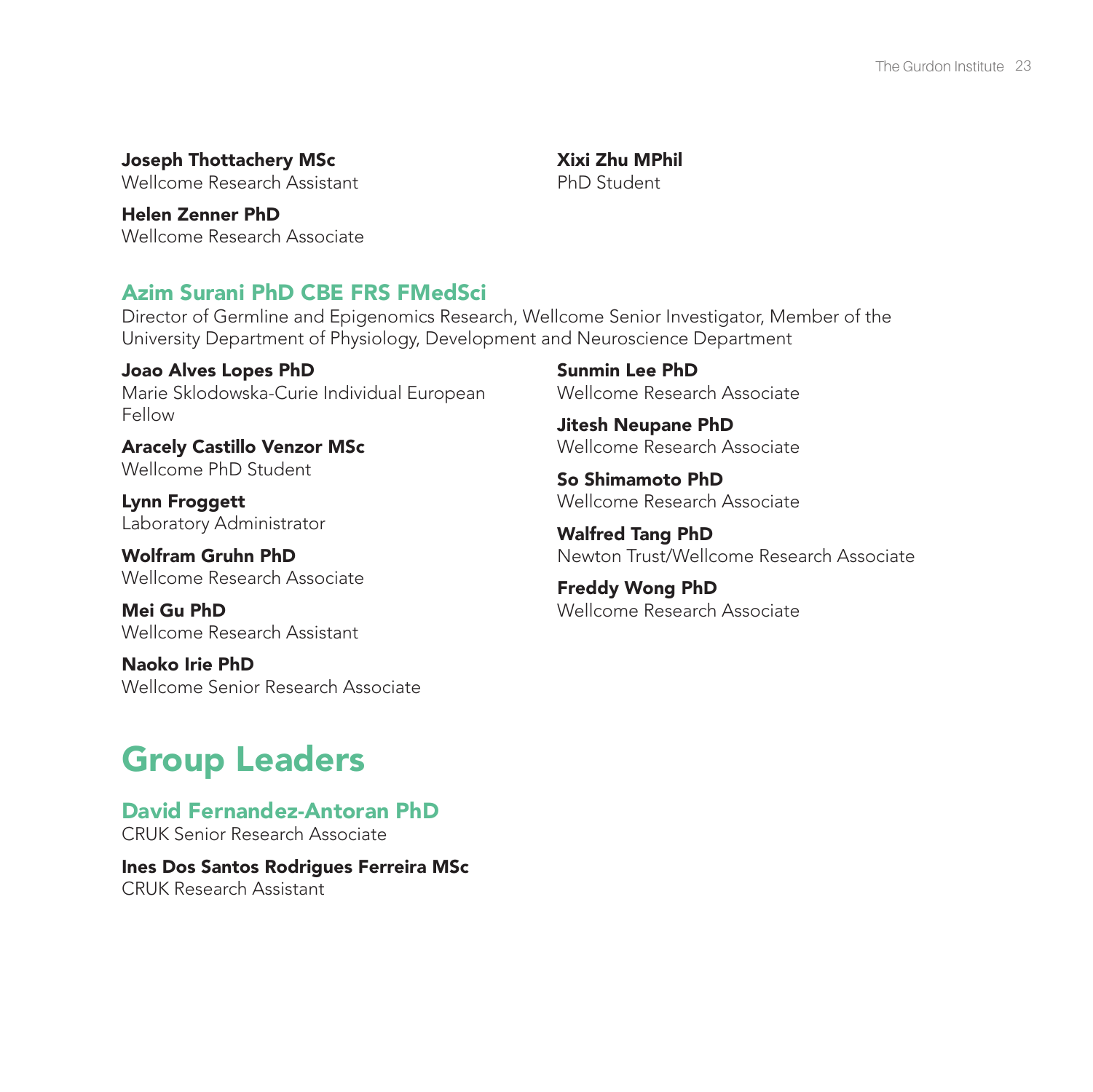**Joseph Thottachery MSc**
Wellcome Research Assistant

**Helen Zenner PhD**
Wellcome Research Associate

**Xixi Zhu MPhil**
PhD Student

### Azim Surani PhD CBE FRS FMedSci

Director of Germline and Epigenomics Research, Wellcome Senior Investigator, Member of the University Department of Physiology, Development and Neuroscience Department

**Joao Alves Lopes PhD**
Marie Sklodowska-Curie Individual European Fellow

**Aracely Castillo Venzor MSc**
Wellcome PhD Student

**Lynn Froggett**
Laboratory Administrator

**Wolfram Gruhn PhD**
Wellcome Research Associate

**Mei Gu PhD**
Wellcome Research Assistant

**Naoko Irie PhD**
Wellcome Senior Research Associate

**Sunmin Lee PhD**
Wellcome Research Associate

**Jitesh Neupane PhD**
Wellcome Research Associate

**So Shimamoto PhD**
Wellcome Research Associate

**Walfred Tang PhD**
Newton Trust/Wellcome Research Associate

**Freddy Wong PhD**
Wellcome Research Associate

## Group Leaders

### David Fernandez-Antoran PhD

CRUK Senior Research Associate

**Ines Dos Santos Rodrigues Ferreira MSc**
CRUK Research Assistant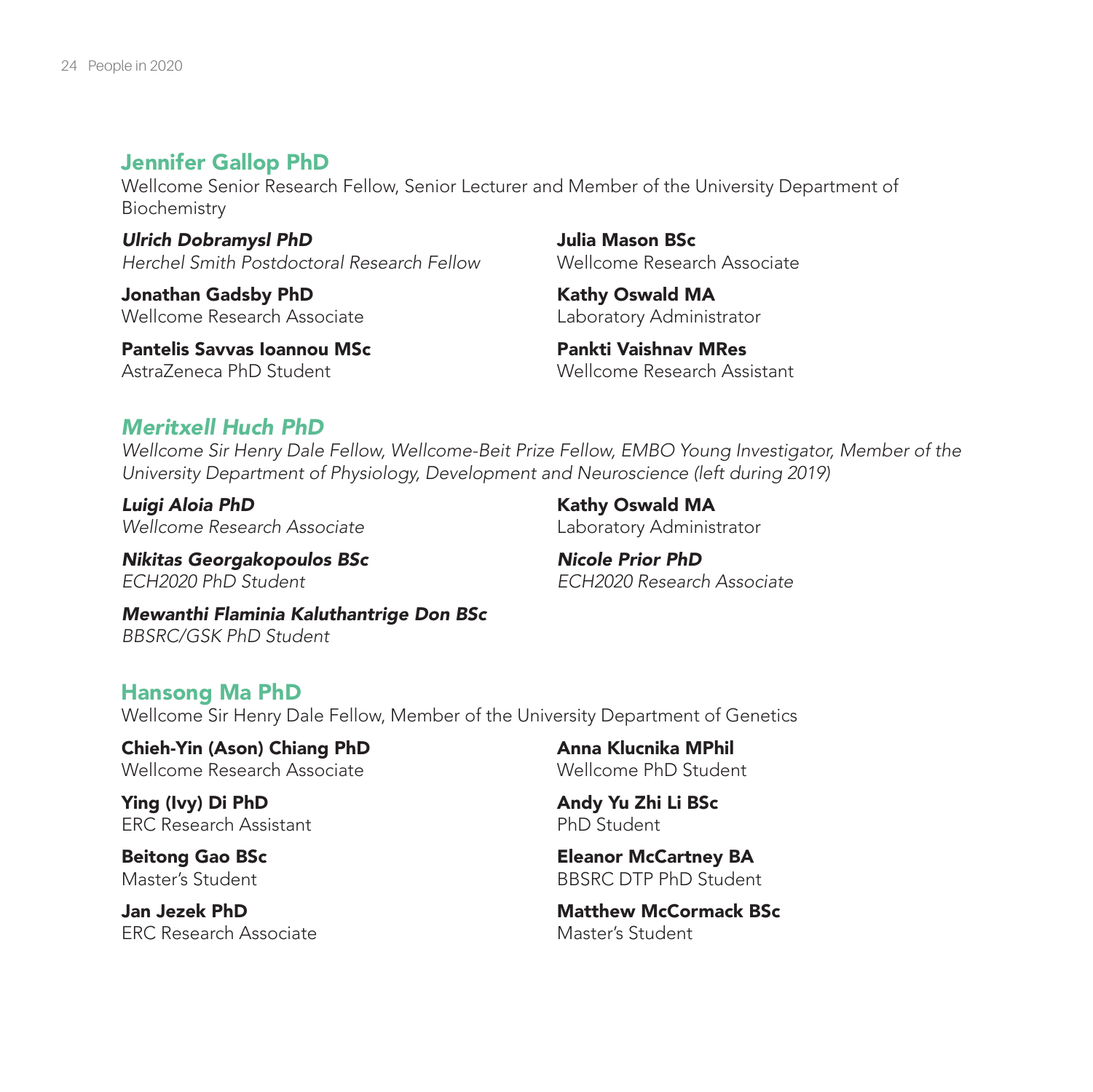## Jennifer Gallop PhD

Wellcome Senior Research Fellow, Senior Lecturer and Member of the University Department of Biochemistry

***Ulrich Dobramysl PhD***
*Herchel Smith Postdoctoral Research Fellow*

**Jonathan Gadsby PhD**
Wellcome Research Associate

**Pantelis Savvas Ioannou MSc**
AstraZeneca PhD Student

**Julia Mason BSc**
Wellcome Research Associate

**Kathy Oswald MA**
Laboratory Administrator

**Pankti Vaishnav MRes**
Wellcome Research Assistant

## *Meritxell Huch PhD*

*Wellcome Sir Henry Dale Fellow, Wellcome-Beit Prize Fellow, EMBO Young Investigator, Member of the University Department of Physiology, Development and Neuroscience (left during 2019)*

***Luigi Aloia PhD***
*Wellcome Research Associate*

***Nikitas Georgakopoulos BSc***
*ECH2020 PhD Student*

***Mewanthi Flaminia Kaluthantrige Don BSc***
*BBSRC/GSK PhD Student*

**Kathy Oswald MA**
Laboratory Administrator

***Nicole Prior PhD***
*ECH2020 Research Associate*

## Hansong Ma PhD

Wellcome Sir Henry Dale Fellow, Member of the University Department of Genetics

**Chieh-Yin (Ason) Chiang PhD**
Wellcome Research Associate

**Ying (Ivy) Di PhD**
ERC Research Assistant

**Beitong Gao BSc**
Master's Student

**Jan Jezek PhD**
ERC Research Associate

**Anna Klucnika MPhil**
Wellcome PhD Student

**Andy Yu Zhi Li BSc**
PhD Student

**Eleanor McCartney BA**
BBSRC DTP PhD Student

**Matthew McCormack BSc**
Master's Student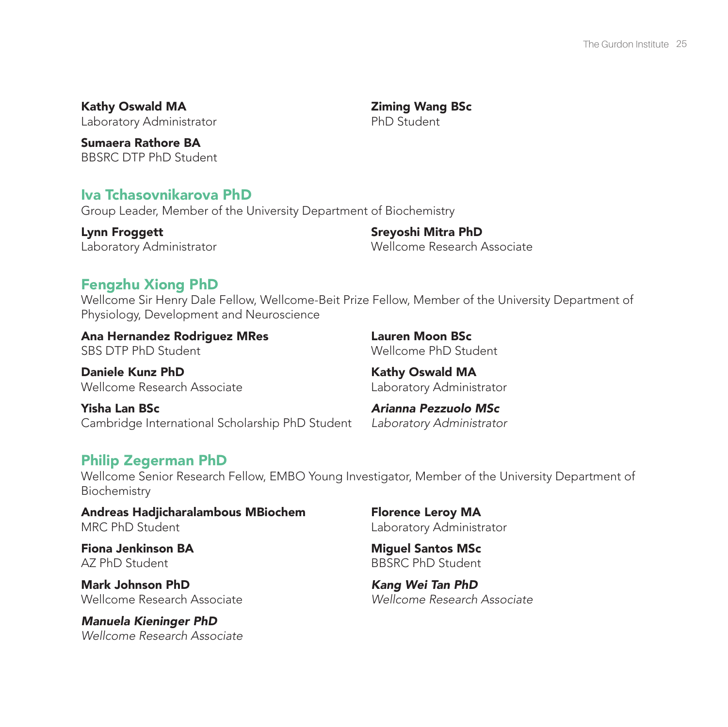**Kathy Oswald MA**
Laboratory Administrator

**Sumaera Rathore BA**
BBSRC DTP PhD Student

**Ziming Wang BSc**
PhD Student

## Iva Tchasovnikarova PhD

Group Leader, Member of the University Department of Biochemistry

**Lynn Froggett**
Laboratory Administrator

**Sreyoshi Mitra PhD**
Wellcome Research Associate

## Fengzhu Xiong PhD

Wellcome Sir Henry Dale Fellow, Wellcome-Beit Prize Fellow, Member of the University Department of Physiology, Development and Neuroscience

**Ana Hernandez Rodriguez MRes**
SBS DTP PhD Student

**Daniele Kunz PhD**
Wellcome Research Associate

**Yisha Lan BSc**
Cambridge International Scholarship PhD Student

**Lauren Moon BSc**
Wellcome PhD Student

**Kathy Oswald MA**
Laboratory Administrator

***Arianna Pezzuolo MSc***
*Laboratory Administrator*

## Philip Zegerman PhD

Wellcome Senior Research Fellow, EMBO Young Investigator, Member of the University Department of Biochemistry

**Andreas Hadjicharalambous MBiochem**
MRC PhD Student

**Fiona Jenkinson BA**
AZ PhD Student

**Mark Johnson PhD**
Wellcome Research Associate

***Manuela Kieninger PhD***
*Wellcome Research Associate*

**Florence Leroy MA**
Laboratory Administrator

**Miguel Santos MSc**
BBSRC PhD Student

***Kang Wei Tan PhD***
*Wellcome Research Associate*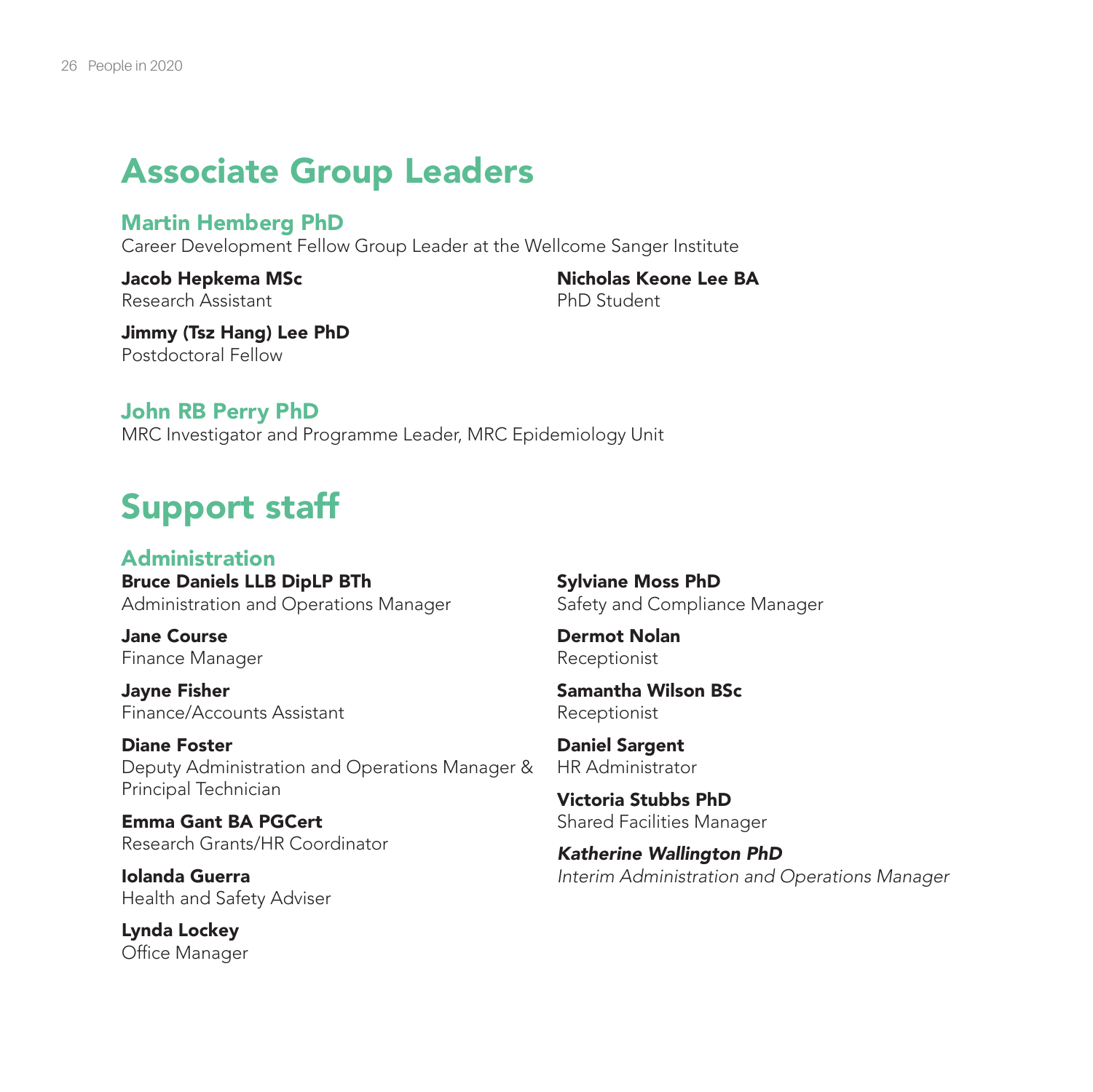# Associate Group Leaders

### Martin Hemberg PhD

Career Development Fellow Group Leader at the Wellcome Sanger Institute

**Jacob Hepkema MSc**
Research Assistant

**Jimmy (Tsz Hang) Lee PhD**
Postdoctoral Fellow

**Nicholas Keone Lee BA**
PhD Student

### John RB Perry PhD

MRC Investigator and Programme Leader, MRC Epidemiology Unit

# Support staff

### Administration

**Bruce Daniels LLB DipLP BTh**
Administration and Operations Manager

**Jane Course**
Finance Manager

**Jayne Fisher**
Finance/Accounts Assistant

**Diane Foster**
Deputy Administration and Operations Manager & Principal Technician

**Emma Gant BA PGCert**
Research Grants/HR Coordinator

**Iolanda Guerra**
Health and Safety Adviser

**Lynda Lockey**
Office Manager

**Sylviane Moss PhD**
Safety and Compliance Manager

**Dermot Nolan**
Receptionist

**Samantha Wilson BSc**
Receptionist

**Daniel Sargent**
HR Administrator

**Victoria Stubbs PhD**
Shared Facilities Manager

***Katherine Wallington PhD***
*Interim Administration and Operations Manager*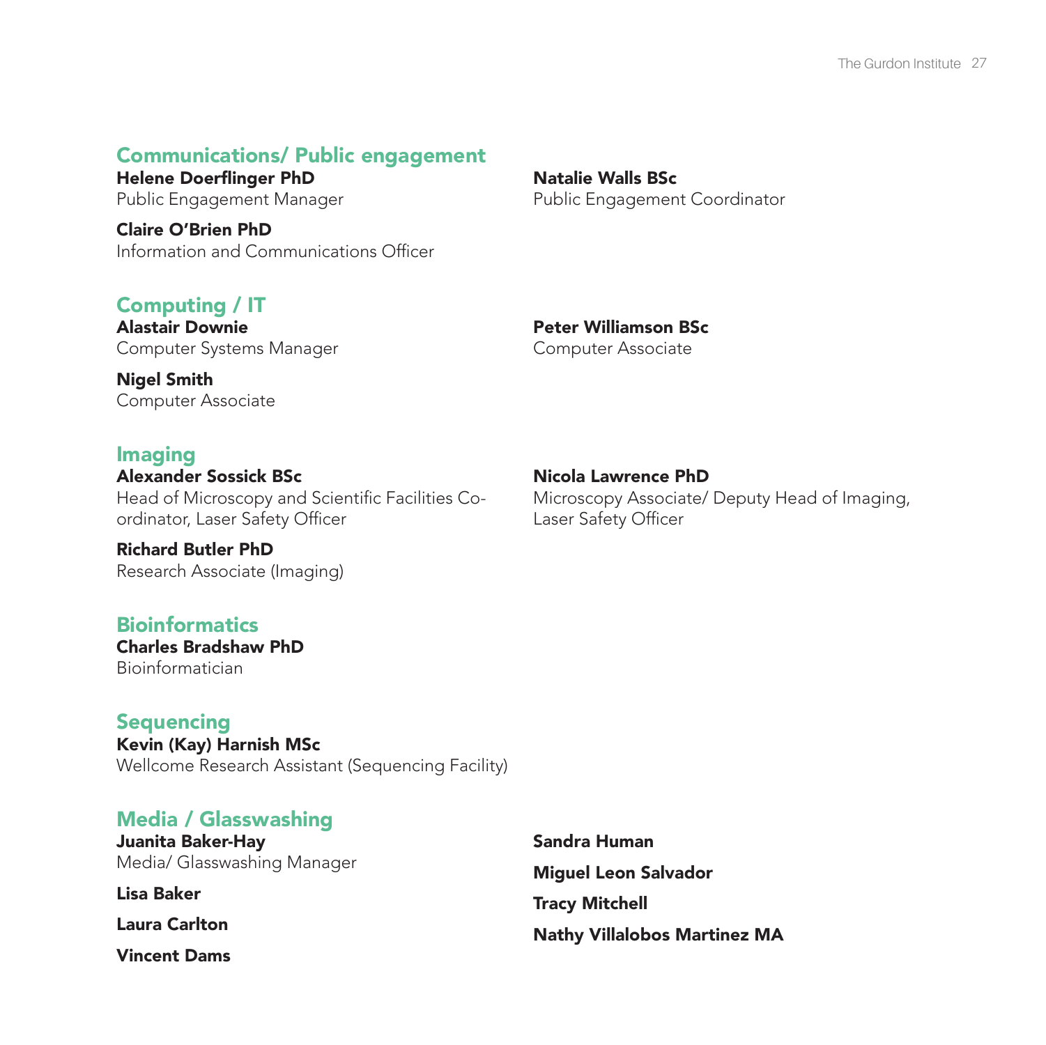## Communications/ Public engagement

**Helene Doerflinger PhD**
Public Engagement Manager

**Claire O'Brien PhD**
Information and Communications Officer

**Natalie Walls BSc**
Public Engagement Coordinator

## Computing / IT

**Alastair Downie**
Computer Systems Manager

**Nigel Smith**
Computer Associate

**Peter Williamson BSc**
Computer Associate

## Imaging

**Alexander Sossick BSc**
Head of Microscopy and Scientific Facilities Co-ordinator, Laser Safety Officer

**Richard Butler PhD**
Research Associate (Imaging)

**Nicola Lawrence PhD**
Microscopy Associate/ Deputy Head of Imaging, Laser Safety Officer

## Bioinformatics

**Charles Bradshaw PhD**
Bioinformatician

## Sequencing

**Kevin (Kay) Harnish MSc**
Wellcome Research Assistant (Sequencing Facility)

## Media / Glasswashing

**Juanita Baker-Hay**
Media/ Glasswashing Manager

**Lisa Baker**

**Laura Carlton**

**Vincent Dams**

**Sandra Human**

**Miguel Leon Salvador**

**Tracy Mitchell**

**Nathy Villalobos Martinez MA**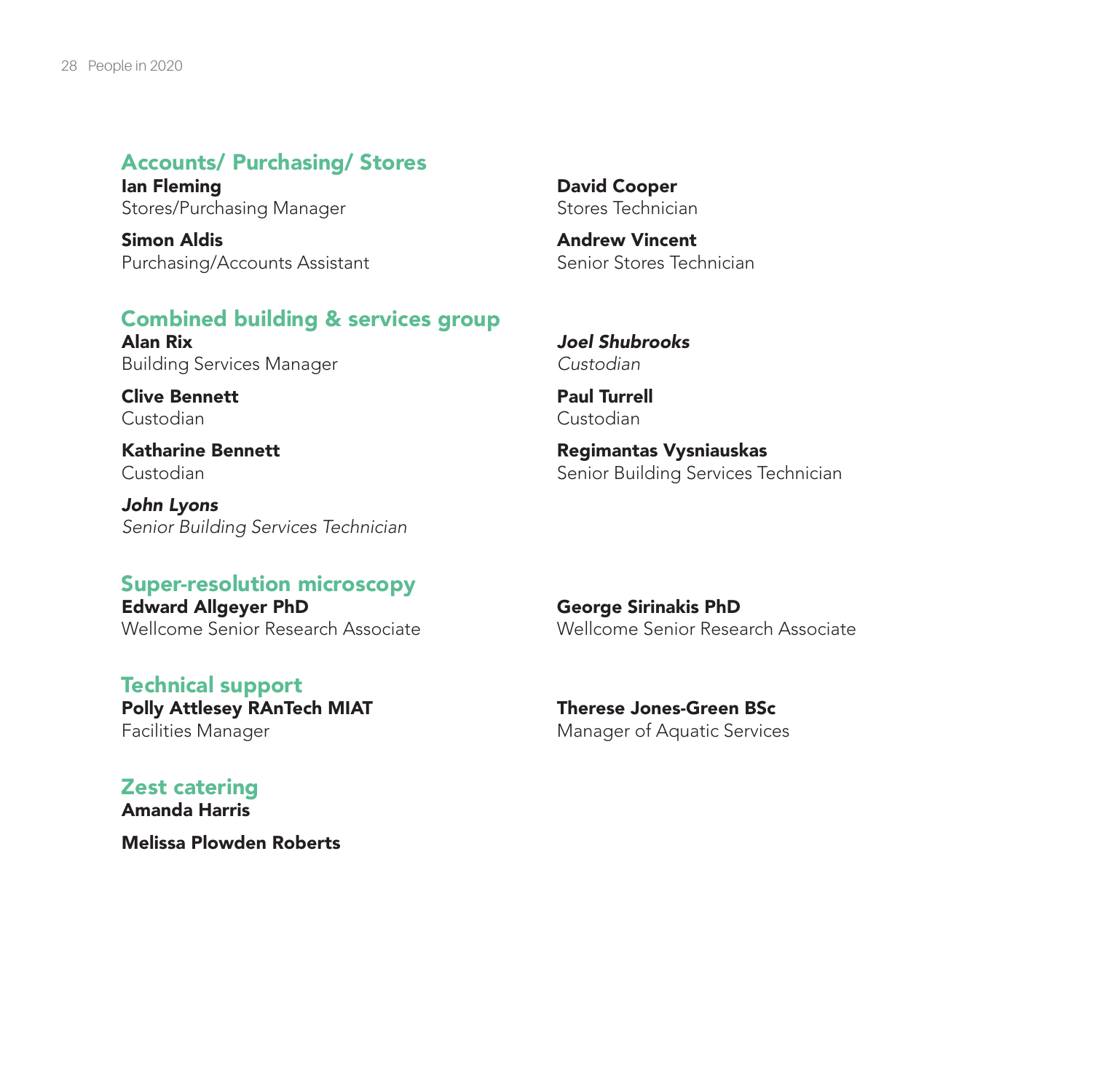## Accounts/ Purchasing/ Stores

**Ian Fleming**
Stores/Purchasing Manager

**Simon Aldis**
Purchasing/Accounts Assistant

**David Cooper**
Stores Technician

**Andrew Vincent**
Senior Stores Technician

## Combined building & services group

**Alan Rix**
Building Services Manager

**Clive Bennett**
Custodian

**Katharine Bennett**
Custodian

***John Lyons***
*Senior Building Services Technician*

***Joel Shubrooks***
*Custodian*

**Paul Turrell**
Custodian

**Regimantas Vysniauskas**
Senior Building Services Technician

## Super-resolution microscopy

**Edward Allgeyer PhD**
Wellcome Senior Research Associate

**George Sirinakis PhD**
Wellcome Senior Research Associate

## Technical support

**Polly Attlesey RAnTech MIAT**
Facilities Manager

**Therese Jones-Green BSc**
Manager of Aquatic Services

## Zest catering

**Amanda Harris**

**Melissa Plowden Roberts**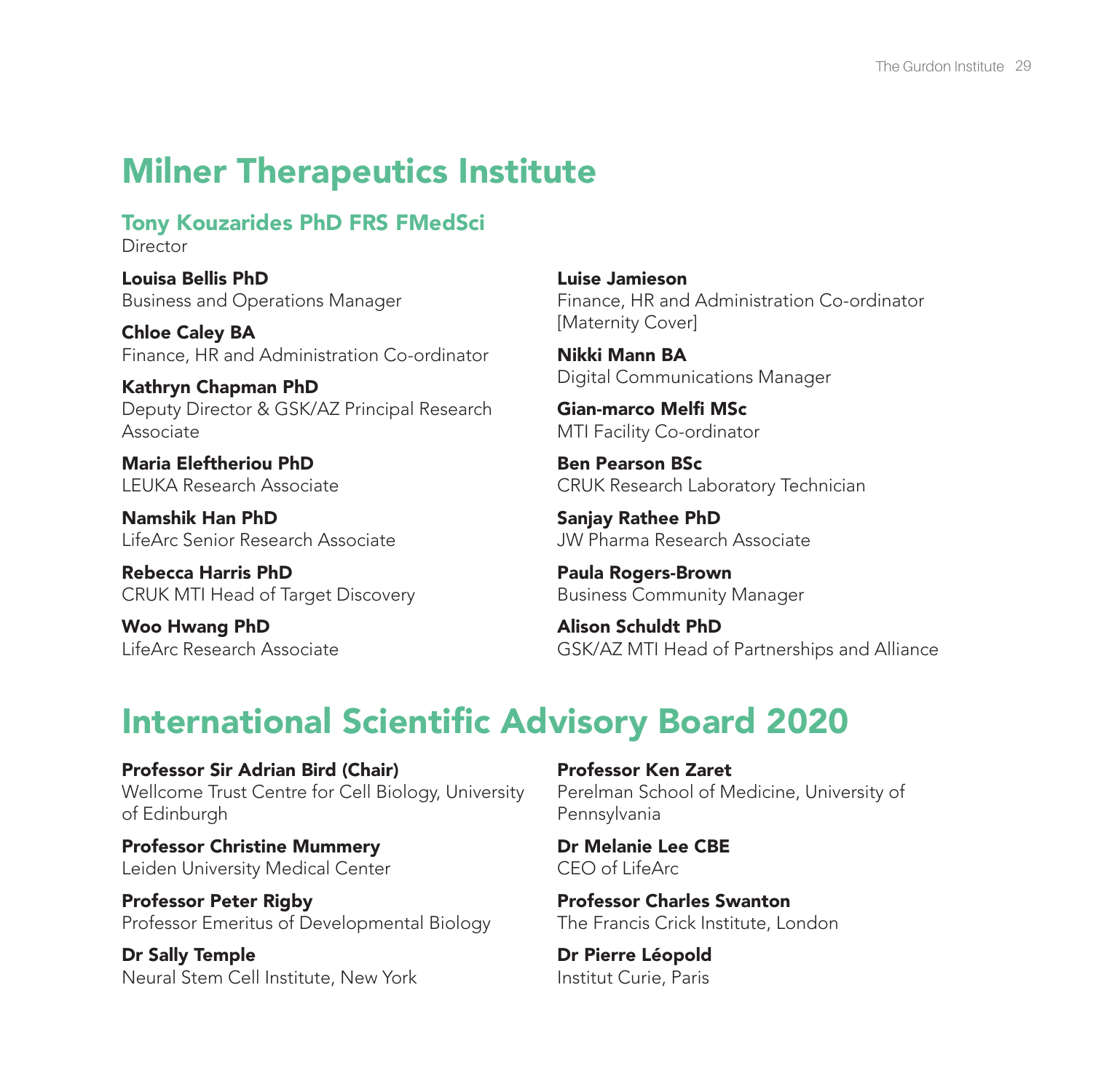# Milner Therapeutics Institute

## Tony Kouzarides PhD FRS FMedSci

Director

**Louisa Bellis PhD**
Business and Operations Manager

**Chloe Caley BA**
Finance, HR and Administration Co-ordinator

**Kathryn Chapman PhD**
Deputy Director & GSK/AZ Principal Research Associate

**Maria Eleftheriou PhD**
LEUKA Research Associate

**Namshik Han PhD**
LifeArc Senior Research Associate

**Rebecca Harris PhD**
CRUK MTI Head of Target Discovery

**Woo Hwang PhD**
LifeArc Research Associate

**Luise Jamieson**
Finance, HR and Administration Co-ordinator [Maternity Cover]

**Nikki Mann BA**
Digital Communications Manager

**Gian-marco Melfi MSc**
MTI Facility Co-ordinator

**Ben Pearson BSc**
CRUK Research Laboratory Technician

**Sanjay Rathee PhD**
JW Pharma Research Associate

**Paula Rogers-Brown**
Business Community Manager

**Alison Schuldt PhD**
GSK/AZ MTI Head of Partnerships and Alliance

# International Scientific Advisory Board 2020

**Professor Sir Adrian Bird (Chair)**
Wellcome Trust Centre for Cell Biology, University of Edinburgh

**Professor Christine Mummery**
Leiden University Medical Center

**Professor Peter Rigby**
Professor Emeritus of Developmental Biology

**Dr Sally Temple**
Neural Stem Cell Institute, New York

**Professor Ken Zaret**
Perelman School of Medicine, University of Pennsylvania

**Dr Melanie Lee CBE**
CEO of LifeArc

**Professor Charles Swanton**
The Francis Crick Institute, London

**Dr Pierre Léopold**
Institut Curie, Paris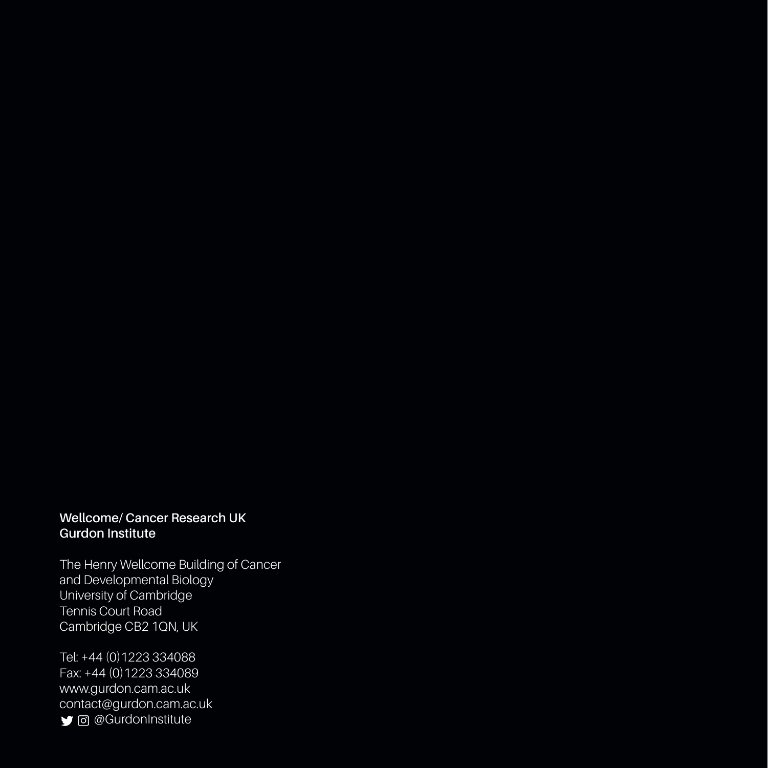**Wellcome/ Cancer Research UK**
**Gurdon Institute**

The Henry Wellcome Building of Cancer
and Developmental Biology
University of Cambridge
Tennis Court Road
Cambridge CB2 1QN, UK

Tel: +44 (0)1223 334088
Fax: +44 (0)1223 334089
www.gurdon.cam.ac.uk
contact@gurdon.cam.ac.uk
@GurdonInstitute